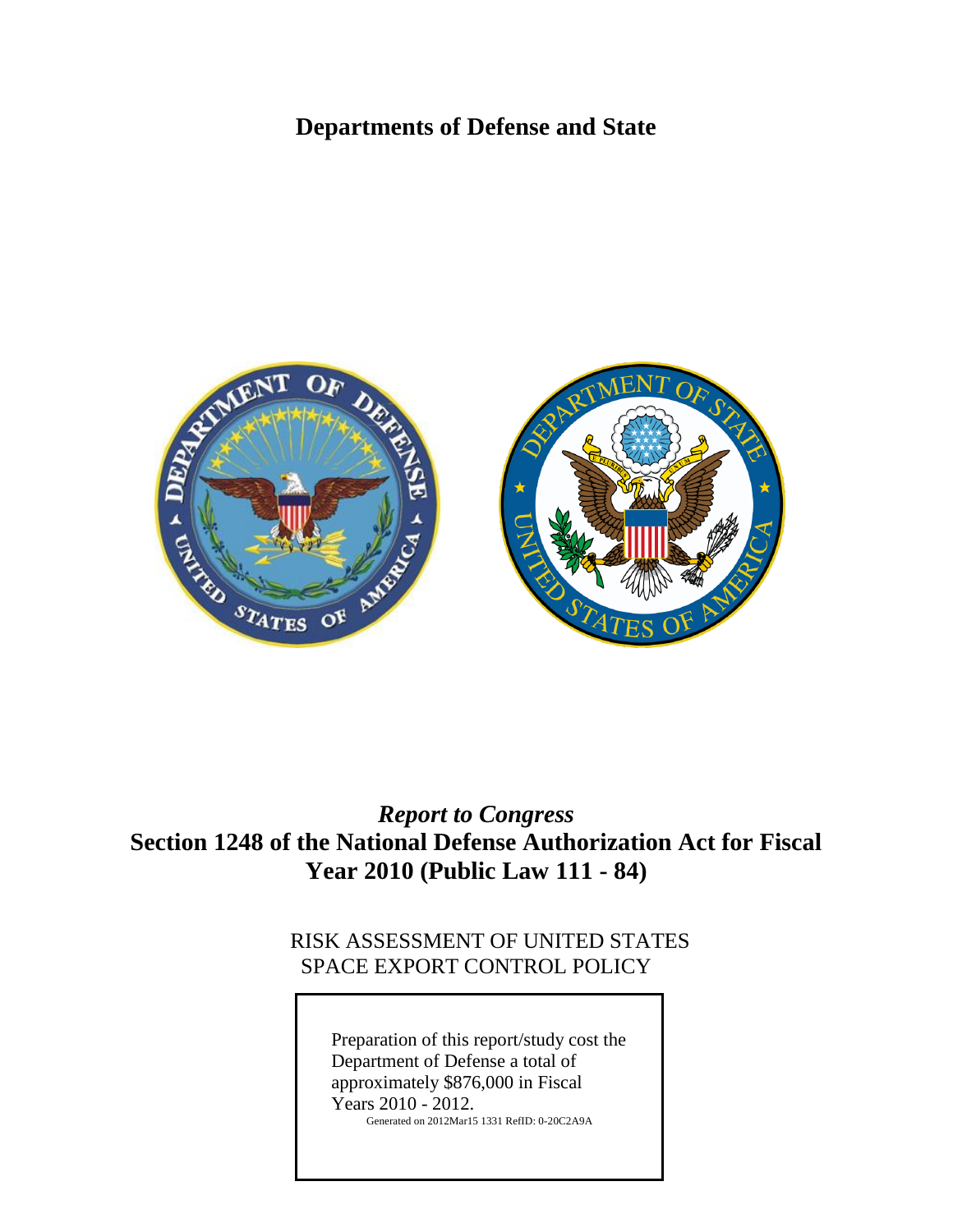# Departments of Defense and State

*Report to Congress*

**Section 1248 of the National Defense Authorization Act for Fiscal Year 2010 (Public Law 111 - 84)**

RISK ASSESSMENT OF UNITED STATES SPACE EXPORT CONTROL POLICY

Preparation of this report/study cost the Department of Defense a total of approximately $876,000 in Fiscal Years 2010 - 2012.

Generated on 2012Mar15 1331 RefID: 0-20C2A9A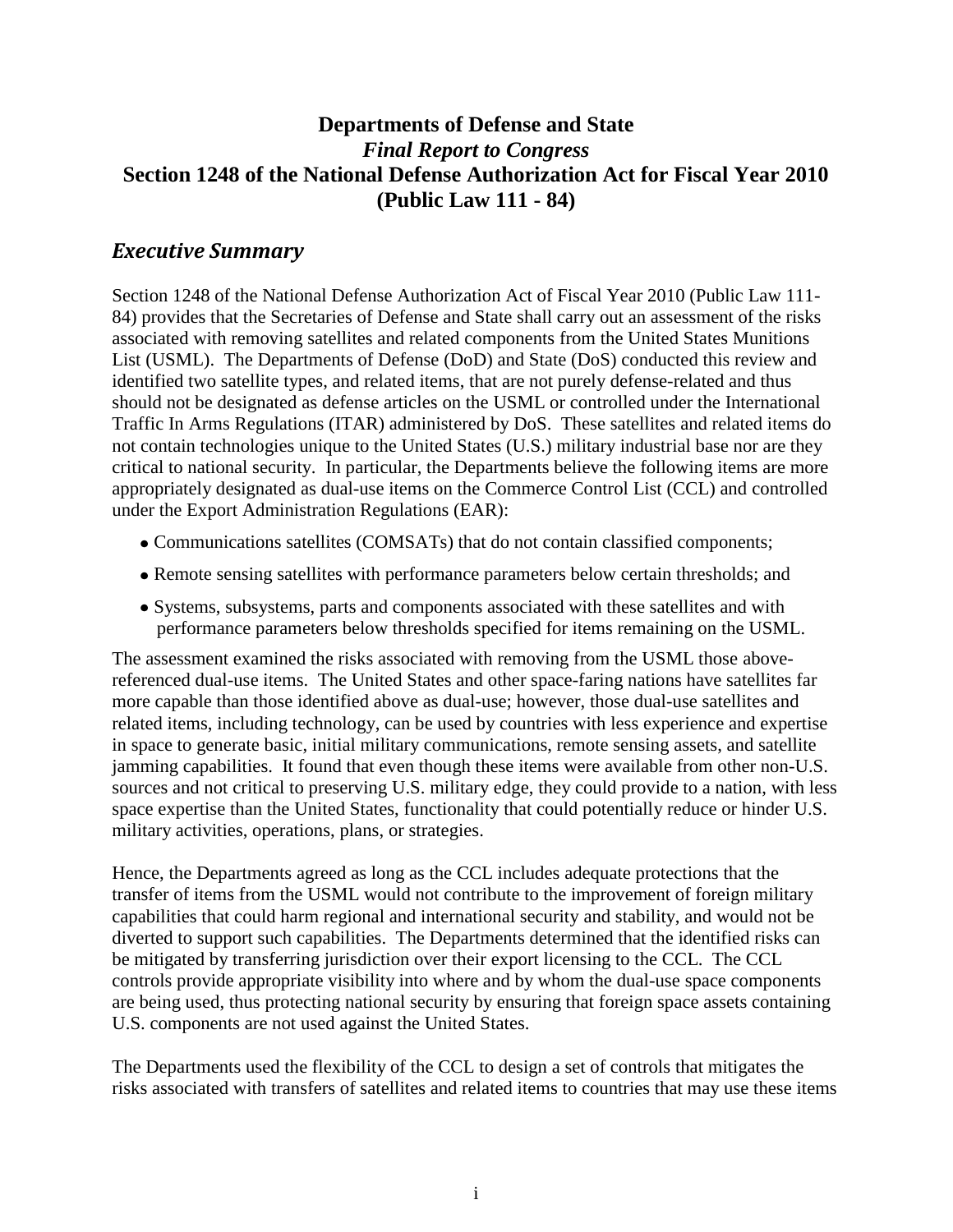# Departments of Defense and State
## *Final Report to Congress*
## Section 1248 of the National Defense Authorization Act for Fiscal Year 2010 (Public Law 111 - 84)

## *Executive Summary*

Section 1248 of the National Defense Authorization Act of Fiscal Year 2010 (Public Law 111-84) provides that the Secretaries of Defense and State shall carry out an assessment of the risks associated with removing satellites and related components from the United States Munitions List (USML). The Departments of Defense (DoD) and State (DoS) conducted this review and identified two satellite types, and related items, that are not purely defense-related and thus should not be designated as defense articles on the USML or controlled under the International Traffic In Arms Regulations (ITAR) administered by DoS. These satellites and related items do not contain technologies unique to the United States (U.S.) military industrial base nor are they critical to national security. In particular, the Departments believe the following items are more appropriately designated as dual-use items on the Commerce Control List (CCL) and controlled under the Export Administration Regulations (EAR):

- Communications satellites (COMSATs) that do not contain classified components;
- Remote sensing satellites with performance parameters below certain thresholds; and
- Systems, subsystems, parts and components associated with these satellites and with performance parameters below thresholds specified for items remaining on the USML.

The assessment examined the risks associated with removing from the USML those above-referenced dual-use items. The United States and other space-faring nations have satellites far more capable than those identified above as dual-use; however, those dual-use satellites and related items, including technology, can be used by countries with less experience and expertise in space to generate basic, initial military communications, remote sensing assets, and satellite jamming capabilities. It found that even though these items were available from other non-U.S. sources and not critical to preserving U.S. military edge, they could provide to a nation, with less space expertise than the United States, functionality that could potentially reduce or hinder U.S. military activities, operations, plans, or strategies.

Hence, the Departments agreed as long as the CCL includes adequate protections that the transfer of items from the USML would not contribute to the improvement of foreign military capabilities that could harm regional and international security and stability, and would not be diverted to support such capabilities. The Departments determined that the identified risks can be mitigated by transferring jurisdiction over their export licensing to the CCL. The CCL controls provide appropriate visibility into where and by whom the dual-use space components are being used, thus protecting national security by ensuring that foreign space assets containing U.S. components are not used against the United States.

The Departments used the flexibility of the CCL to design a set of controls that mitigates the risks associated with transfers of satellites and related items to countries that may use these items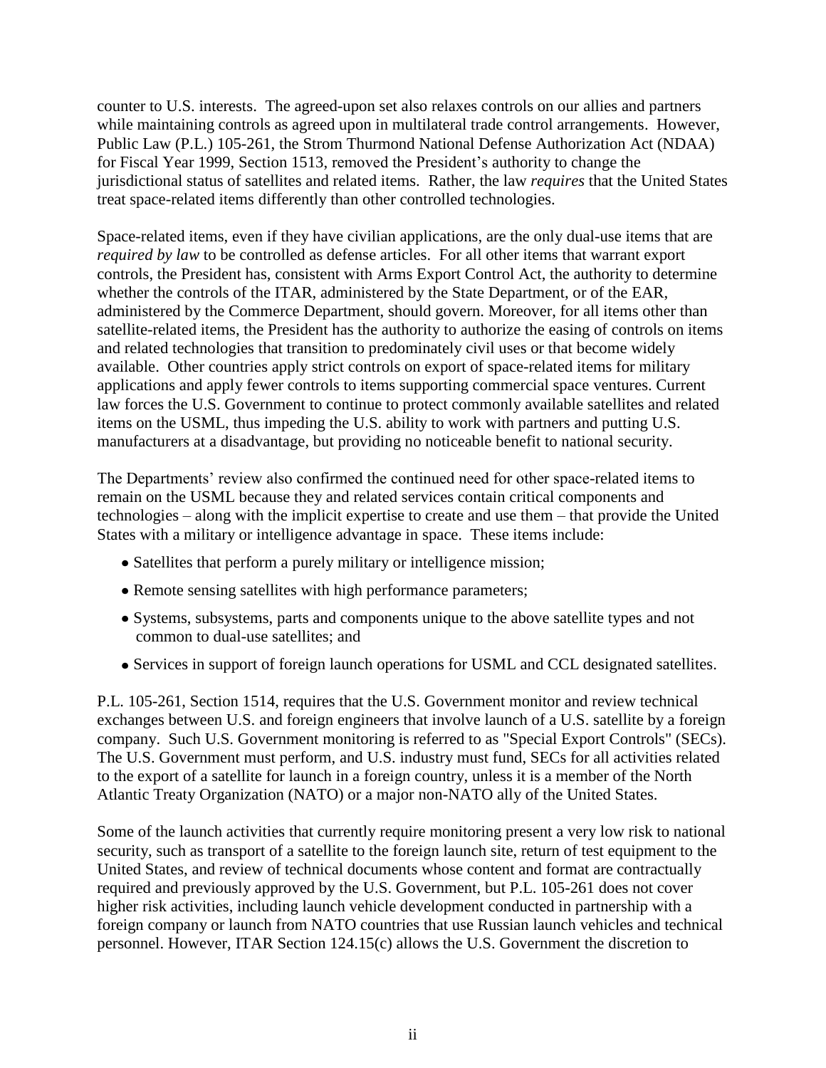counter to U.S. interests. The agreed-upon set also relaxes controls on our allies and partners while maintaining controls as agreed upon in multilateral trade control arrangements. However, Public Law (P.L.) 105-261, the Strom Thurmond National Defense Authorization Act (NDAA) for Fiscal Year 1999, Section 1513, removed the President's authority to change the jurisdictional status of satellites and related items. Rather, the law *requires* that the United States treat space-related items differently than other controlled technologies.

Space-related items, even if they have civilian applications, are the only dual-use items that are *required by law* to be controlled as defense articles. For all other items that warrant export controls, the President has, consistent with Arms Export Control Act, the authority to determine whether the controls of the ITAR, administered by the State Department, or of the EAR, administered by the Commerce Department, should govern. Moreover, for all items other than satellite-related items, the President has the authority to authorize the easing of controls on items and related technologies that transition to predominately civil uses or that become widely available. Other countries apply strict controls on export of space-related items for military applications and apply fewer controls to items supporting commercial space ventures. Current law forces the U.S. Government to continue to protect commonly available satellites and related items on the USML, thus impeding the U.S. ability to work with partners and putting U.S. manufacturers at a disadvantage, but providing no noticeable benefit to national security.

The Departments' review also confirmed the continued need for other space-related items to remain on the USML because they and related services contain critical components and technologies – along with the implicit expertise to create and use them – that provide the United States with a military or intelligence advantage in space. These items include:

- Satellites that perform a purely military or intelligence mission;
- Remote sensing satellites with high performance parameters;
- Systems, subsystems, parts and components unique to the above satellite types and not common to dual-use satellites; and
- Services in support of foreign launch operations for USML and CCL designated satellites.

P.L. 105-261, Section 1514, requires that the U.S. Government monitor and review technical exchanges between U.S. and foreign engineers that involve launch of a U.S. satellite by a foreign company. Such U.S. Government monitoring is referred to as "Special Export Controls" (SECs). The U.S. Government must perform, and U.S. industry must fund, SECs for all activities related to the export of a satellite for launch in a foreign country, unless it is a member of the North Atlantic Treaty Organization (NATO) or a major non-NATO ally of the United States.

Some of the launch activities that currently require monitoring present a very low risk to national security, such as transport of a satellite to the foreign launch site, return of test equipment to the United States, and review of technical documents whose content and format are contractually required and previously approved by the U.S. Government, but P.L. 105-261 does not cover higher risk activities, including launch vehicle development conducted in partnership with a foreign company or launch from NATO countries that use Russian launch vehicles and technical personnel. However, ITAR Section 124.15(c) allows the U.S. Government the discretion to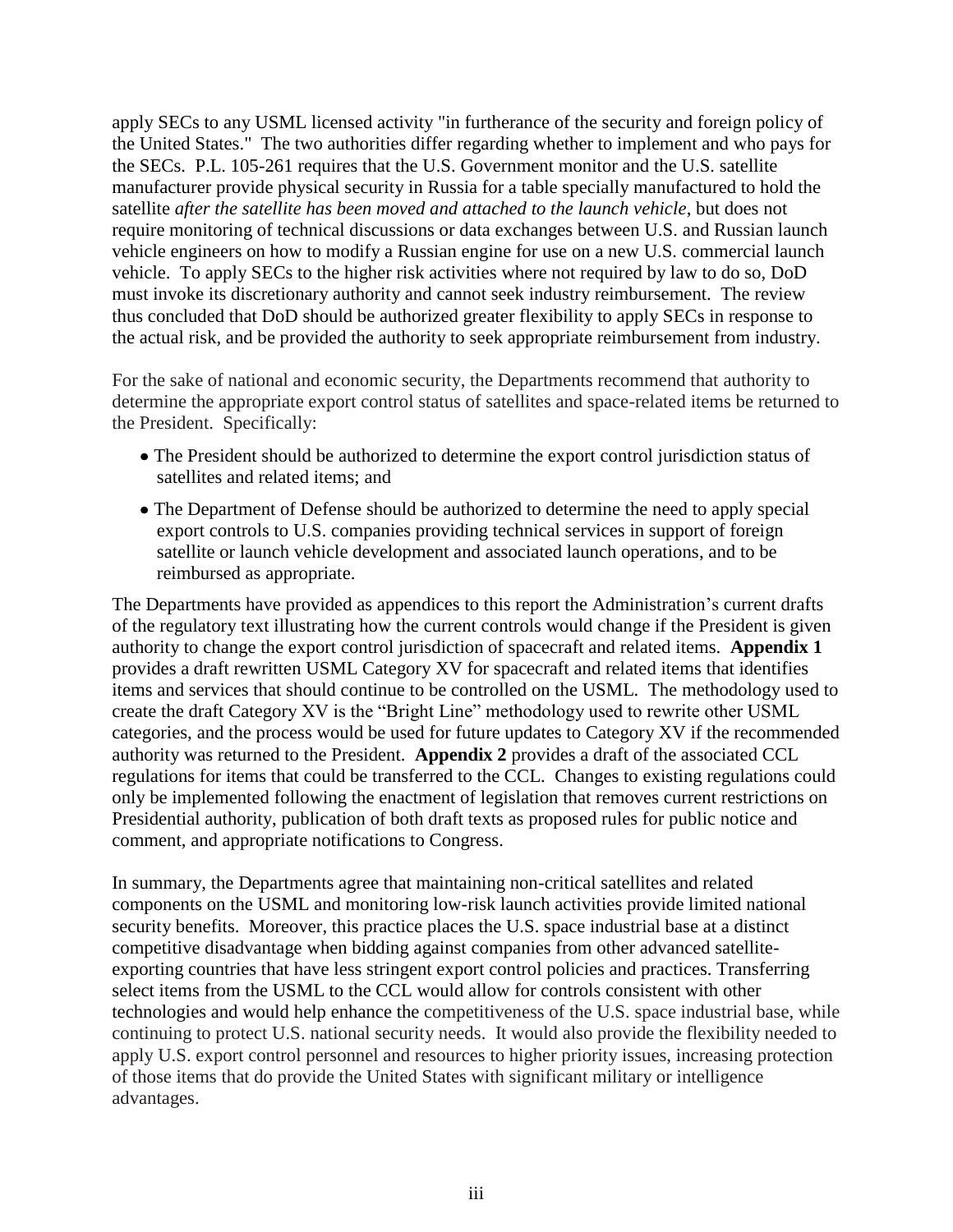apply SECs to any USML licensed activity "in furtherance of the security and foreign policy of the United States." The two authorities differ regarding whether to implement and who pays for the SECs. P.L. 105-261 requires that the U.S. Government monitor and the U.S. satellite manufacturer provide physical security in Russia for a table specially manufactured to hold the satellite *after the satellite has been moved and attached to the launch vehicle*, but does not require monitoring of technical discussions or data exchanges between U.S. and Russian launch vehicle engineers on how to modify a Russian engine for use on a new U.S. commercial launch vehicle. To apply SECs to the higher risk activities where not required by law to do so, DoD must invoke its discretionary authority and cannot seek industry reimbursement. The review thus concluded that DoD should be authorized greater flexibility to apply SECs in response to the actual risk, and be provided the authority to seek appropriate reimbursement from industry.

For the sake of national and economic security, the Departments recommend that authority to determine the appropriate export control status of satellites and space-related items be returned to the President. Specifically:

- The President should be authorized to determine the export control jurisdiction status of satellites and related items; and
- The Department of Defense should be authorized to determine the need to apply special export controls to U.S. companies providing technical services in support of foreign satellite or launch vehicle development and associated launch operations, and to be reimbursed as appropriate.

The Departments have provided as appendices to this report the Administration's current drafts of the regulatory text illustrating how the current controls would change if the President is given authority to change the export control jurisdiction of spacecraft and related items. **Appendix 1** provides a draft rewritten USML Category XV for spacecraft and related items that identifies items and services that should continue to be controlled on the USML. The methodology used to create the draft Category XV is the "Bright Line" methodology used to rewrite other USML categories, and the process would be used for future updates to Category XV if the recommended authority was returned to the President. **Appendix 2** provides a draft of the associated CCL regulations for items that could be transferred to the CCL. Changes to existing regulations could only be implemented following the enactment of legislation that removes current restrictions on Presidential authority, publication of both draft texts as proposed rules for public notice and comment, and appropriate notifications to Congress.

In summary, the Departments agree that maintaining non-critical satellites and related components on the USML and monitoring low-risk launch activities provide limited national security benefits. Moreover, this practice places the U.S. space industrial base at a distinct competitive disadvantage when bidding against companies from other advanced satellite-exporting countries that have less stringent export control policies and practices. Transferring select items from the USML to the CCL would allow for controls consistent with other technologies and would help enhance the competitiveness of the U.S. space industrial base, while continuing to protect U.S. national security needs. It would also provide the flexibility needed to apply U.S. export control personnel and resources to higher priority issues, increasing protection of those items that do provide the United States with significant military or intelligence advantages.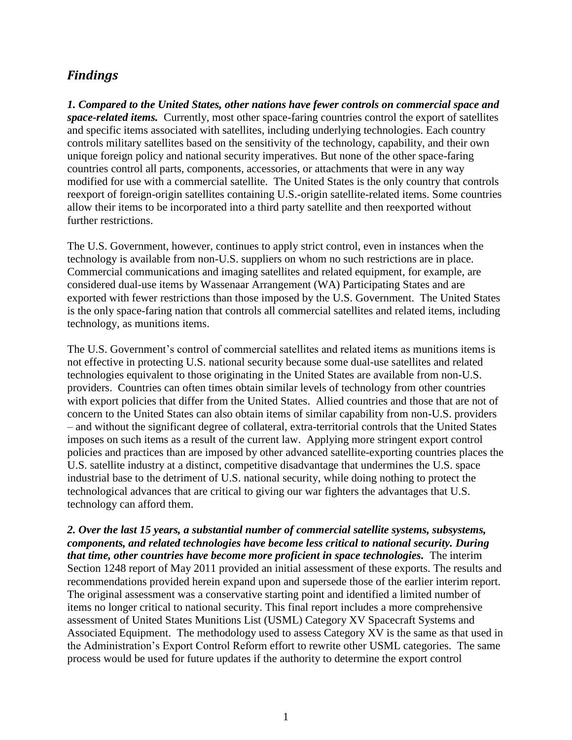## *Findings*

***1. Compared to the United States, other nations have fewer controls on commercial space and space-related items.*** Currently, most other space-faring countries control the export of satellites and specific items associated with satellites, including underlying technologies. Each country controls military satellites based on the sensitivity of the technology, capability, and their own unique foreign policy and national security imperatives. But none of the other space-faring countries control all parts, components, accessories, or attachments that were in any way modified for use with a commercial satellite. The United States is the only country that controls reexport of foreign-origin satellites containing U.S.-origin satellite-related items. Some countries allow their items to be incorporated into a third party satellite and then reexported without further restrictions.

The U.S. Government, however, continues to apply strict control, even in instances when the technology is available from non-U.S. suppliers on whom no such restrictions are in place. Commercial communications and imaging satellites and related equipment, for example, are considered dual-use items by Wassenaar Arrangement (WA) Participating States and are exported with fewer restrictions than those imposed by the U.S. Government. The United States is the only space-faring nation that controls all commercial satellites and related items, including technology, as munitions items.

The U.S. Government's control of commercial satellites and related items as munitions items is not effective in protecting U.S. national security because some dual-use satellites and related technologies equivalent to those originating in the United States are available from non-U.S. providers. Countries can often times obtain similar levels of technology from other countries with export policies that differ from the United States. Allied countries and those that are not of concern to the United States can also obtain items of similar capability from non-U.S. providers – and without the significant degree of collateral, extra-territorial controls that the United States imposes on such items as a result of the current law. Applying more stringent export control policies and practices than are imposed by other advanced satellite-exporting countries places the U.S. satellite industry at a distinct, competitive disadvantage that undermines the U.S. space industrial base to the detriment of U.S. national security, while doing nothing to protect the technological advances that are critical to giving our war fighters the advantages that U.S. technology can afford them.

***2. Over the last 15 years, a substantial number of commercial satellite systems, subsystems, components, and related technologies have become less critical to national security. During that time, other countries have become more proficient in space technologies.*** The interim Section 1248 report of May 2011 provided an initial assessment of these exports. The results and recommendations provided herein expand upon and supersede those of the earlier interim report. The original assessment was a conservative starting point and identified a limited number of items no longer critical to national security. This final report includes a more comprehensive assessment of United States Munitions List (USML) Category XV Spacecraft Systems and Associated Equipment. The methodology used to assess Category XV is the same as that used in the Administration's Export Control Reform effort to rewrite other USML categories. The same process would be used for future updates if the authority to determine the export control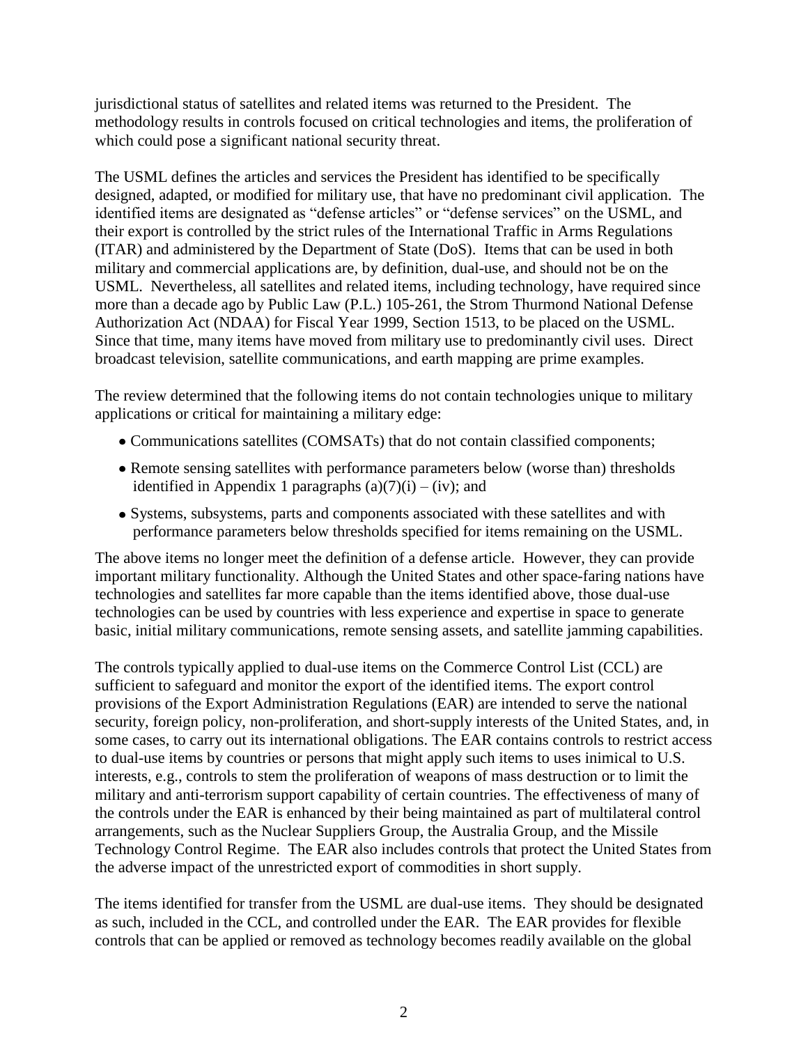jurisdictional status of satellites and related items was returned to the President. The methodology results in controls focused on critical technologies and items, the proliferation of which could pose a significant national security threat.

The USML defines the articles and services the President has identified to be specifically designed, adapted, or modified for military use, that have no predominant civil application. The identified items are designated as "defense articles" or "defense services" on the USML, and their export is controlled by the strict rules of the International Traffic in Arms Regulations (ITAR) and administered by the Department of State (DoS). Items that can be used in both military and commercial applications are, by definition, dual-use, and should not be on the USML. Nevertheless, all satellites and related items, including technology, have required since more than a decade ago by Public Law (P.L.) 105-261, the Strom Thurmond National Defense Authorization Act (NDAA) for Fiscal Year 1999, Section 1513, to be placed on the USML. Since that time, many items have moved from military use to predominantly civil uses. Direct broadcast television, satellite communications, and earth mapping are prime examples.

The review determined that the following items do not contain technologies unique to military applications or critical for maintaining a military edge:

- Communications satellites (COMSATs) that do not contain classified components;
- Remote sensing satellites with performance parameters below (worse than) thresholds identified in Appendix 1 paragraphs (a)(7)(i) – (iv); and
- Systems, subsystems, parts and components associated with these satellites and with performance parameters below thresholds specified for items remaining on the USML.

The above items no longer meet the definition of a defense article. However, they can provide important military functionality. Although the United States and other space-faring nations have technologies and satellites far more capable than the items identified above, those dual-use technologies can be used by countries with less experience and expertise in space to generate basic, initial military communications, remote sensing assets, and satellite jamming capabilities.

The controls typically applied to dual-use items on the Commerce Control List (CCL) are sufficient to safeguard and monitor the export of the identified items. The export control provisions of the Export Administration Regulations (EAR) are intended to serve the national security, foreign policy, non-proliferation, and short-supply interests of the United States, and, in some cases, to carry out its international obligations. The EAR contains controls to restrict access to dual-use items by countries or persons that might apply such items to uses inimical to U.S. interests, e.g., controls to stem the proliferation of weapons of mass destruction or to limit the military and anti-terrorism support capability of certain countries. The effectiveness of many of the controls under the EAR is enhanced by their being maintained as part of multilateral control arrangements, such as the Nuclear Suppliers Group, the Australia Group, and the Missile Technology Control Regime. The EAR also includes controls that protect the United States from the adverse impact of the unrestricted export of commodities in short supply.

The items identified for transfer from the USML are dual-use items. They should be designated as such, included in the CCL, and controlled under the EAR. The EAR provides for flexible controls that can be applied or removed as technology becomes readily available on the global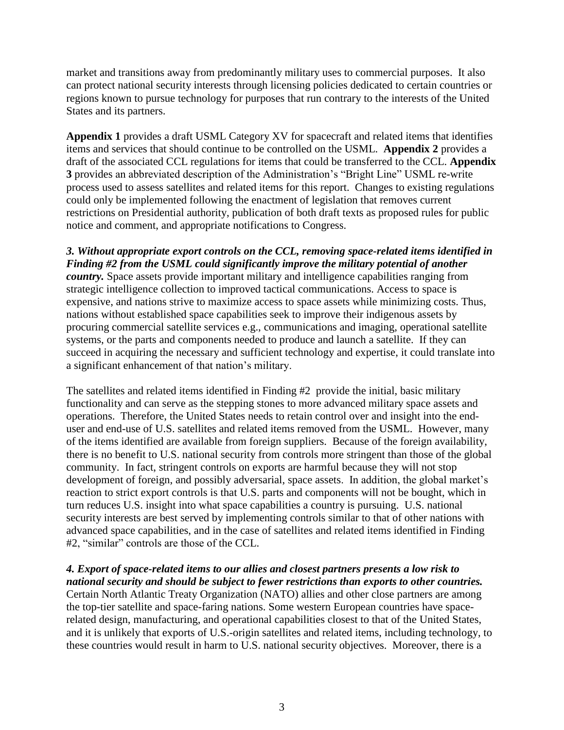market and transitions away from predominantly military uses to commercial purposes. It also can protect national security interests through licensing policies dedicated to certain countries or regions known to pursue technology for purposes that run contrary to the interests of the United States and its partners.

**Appendix 1** provides a draft USML Category XV for spacecraft and related items that identifies items and services that should continue to be controlled on the USML. **Appendix 2** provides a draft of the associated CCL regulations for items that could be transferred to the CCL. **Appendix 3** provides an abbreviated description of the Administration's "Bright Line" USML re-write process used to assess satellites and related items for this report. Changes to existing regulations could only be implemented following the enactment of legislation that removes current restrictions on Presidential authority, publication of both draft texts as proposed rules for public notice and comment, and appropriate notifications to Congress.

***3. Without appropriate export controls on the CCL, removing space-related items identified in Finding #2 from the USML could significantly improve the military potential of another country.*** Space assets provide important military and intelligence capabilities ranging from strategic intelligence collection to improved tactical communications. Access to space is expensive, and nations strive to maximize access to space assets while minimizing costs. Thus, nations without established space capabilities seek to improve their indigenous assets by procuring commercial satellite services e.g., communications and imaging, operational satellite systems, or the parts and components needed to produce and launch a satellite. If they can succeed in acquiring the necessary and sufficient technology and expertise, it could translate into a significant enhancement of that nation's military.

The satellites and related items identified in Finding #2 provide the initial, basic military functionality and can serve as the stepping stones to more advanced military space assets and operations. Therefore, the United States needs to retain control over and insight into the end-user and end-use of U.S. satellites and related items removed from the USML. However, many of the items identified are available from foreign suppliers. Because of the foreign availability, there is no benefit to U.S. national security from controls more stringent than those of the global community. In fact, stringent controls on exports are harmful because they will not stop development of foreign, and possibly adversarial, space assets. In addition, the global market's reaction to strict export controls is that U.S. parts and components will not be bought, which in turn reduces U.S. insight into what space capabilities a country is pursuing. U.S. national security interests are best served by implementing controls similar to that of other nations with advanced space capabilities, and in the case of satellites and related items identified in Finding #2, "similar" controls are those of the CCL.

***4. Export of space-related items to our allies and closest partners presents a low risk to national security and should be subject to fewer restrictions than exports to other countries.*** Certain North Atlantic Treaty Organization (NATO) allies and other close partners are among the top-tier satellite and space-faring nations. Some western European countries have space-related design, manufacturing, and operational capabilities closest to that of the United States, and it is unlikely that exports of U.S.-origin satellites and related items, including technology, to these countries would result in harm to U.S. national security objectives. Moreover, there is a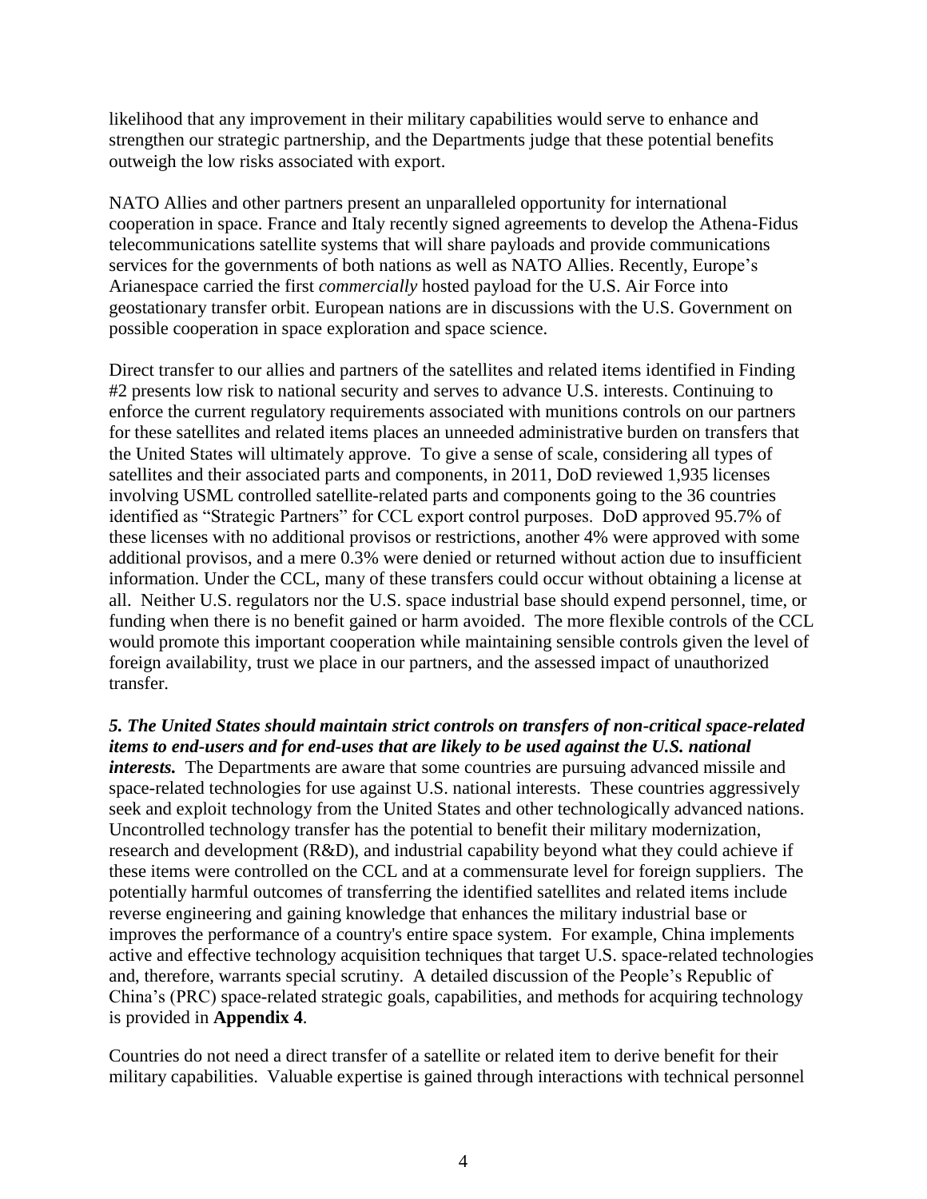likelihood that any improvement in their military capabilities would serve to enhance and strengthen our strategic partnership, and the Departments judge that these potential benefits outweigh the low risks associated with export.

NATO Allies and other partners present an unparalleled opportunity for international cooperation in space. France and Italy recently signed agreements to develop the Athena-Fidus telecommunications satellite systems that will share payloads and provide communications services for the governments of both nations as well as NATO Allies. Recently, Europe's Arianespace carried the first *commercially* hosted payload for the U.S. Air Force into geostationary transfer orbit. European nations are in discussions with the U.S. Government on possible cooperation in space exploration and space science.

Direct transfer to our allies and partners of the satellites and related items identified in Finding #2 presents low risk to national security and serves to advance U.S. interests. Continuing to enforce the current regulatory requirements associated with munitions controls on our partners for these satellites and related items places an unneeded administrative burden on transfers that the United States will ultimately approve. To give a sense of scale, considering all types of satellites and their associated parts and components, in 2011, DoD reviewed 1,935 licenses involving USML controlled satellite-related parts and components going to the 36 countries identified as "Strategic Partners" for CCL export control purposes. DoD approved 95.7% of these licenses with no additional provisos or restrictions, another 4% were approved with some additional provisos, and a mere 0.3% were denied or returned without action due to insufficient information. Under the CCL, many of these transfers could occur without obtaining a license at all. Neither U.S. regulators nor the U.S. space industrial base should expend personnel, time, or funding when there is no benefit gained or harm avoided. The more flexible controls of the CCL would promote this important cooperation while maintaining sensible controls given the level of foreign availability, trust we place in our partners, and the assessed impact of unauthorized transfer.

***5. The United States should maintain strict controls on transfers of non-critical space-related items to end-users and for end-uses that are likely to be used against the U.S. national interests.*** The Departments are aware that some countries are pursuing advanced missile and space-related technologies for use against U.S. national interests. These countries aggressively seek and exploit technology from the United States and other technologically advanced nations. Uncontrolled technology transfer has the potential to benefit their military modernization, research and development (R&D), and industrial capability beyond what they could achieve if these items were controlled on the CCL and at a commensurate level for foreign suppliers. The potentially harmful outcomes of transferring the identified satellites and related items include reverse engineering and gaining knowledge that enhances the military industrial base or improves the performance of a country's entire space system. For example, China implements active and effective technology acquisition techniques that target U.S. space-related technologies and, therefore, warrants special scrutiny. A detailed discussion of the People's Republic of China's (PRC) space-related strategic goals, capabilities, and methods for acquiring technology is provided in **Appendix 4**.

Countries do not need a direct transfer of a satellite or related item to derive benefit for their military capabilities. Valuable expertise is gained through interactions with technical personnel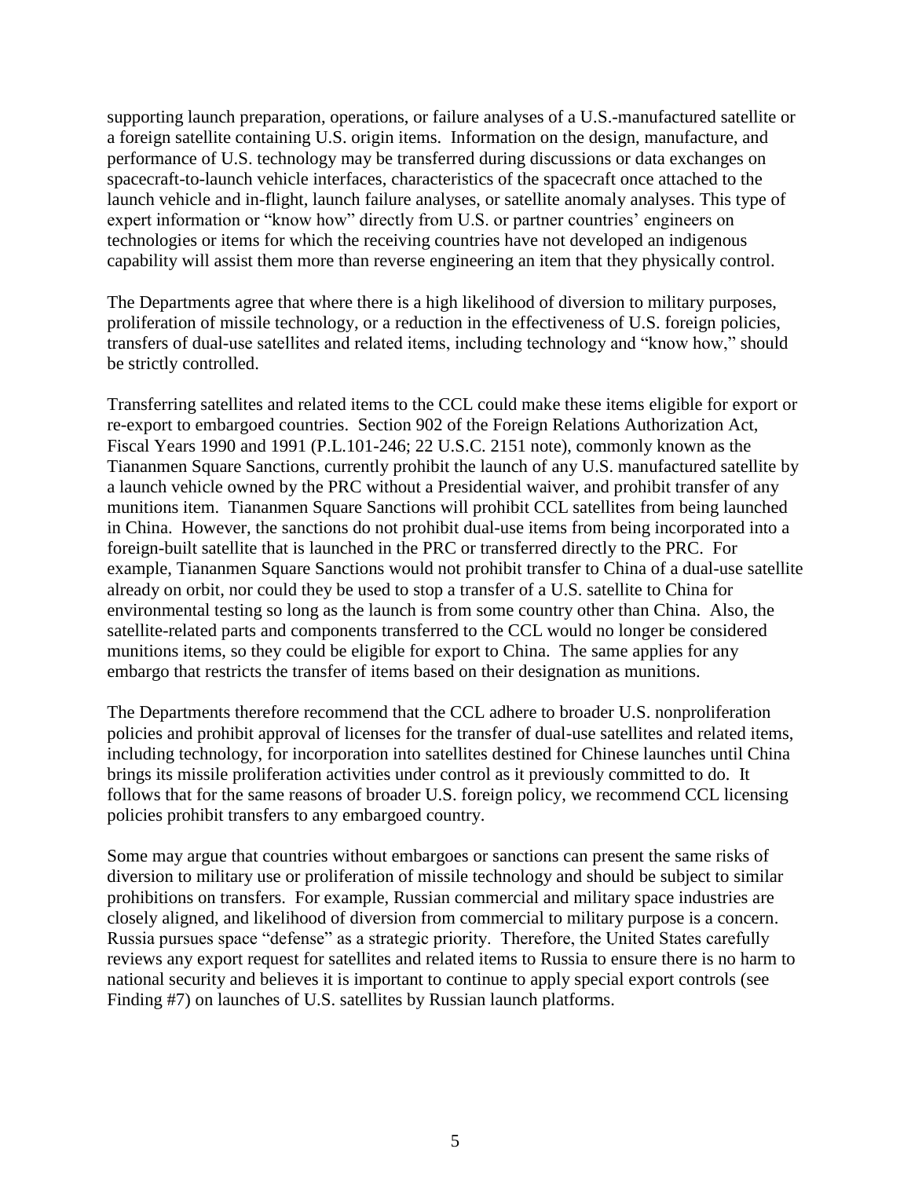supporting launch preparation, operations, or failure analyses of a U.S.-manufactured satellite or a foreign satellite containing U.S. origin items. Information on the design, manufacture, and performance of U.S. technology may be transferred during discussions or data exchanges on spacecraft-to-launch vehicle interfaces, characteristics of the spacecraft once attached to the launch vehicle and in-flight, launch failure analyses, or satellite anomaly analyses. This type of expert information or "know how" directly from U.S. or partner countries' engineers on technologies or items for which the receiving countries have not developed an indigenous capability will assist them more than reverse engineering an item that they physically control.

The Departments agree that where there is a high likelihood of diversion to military purposes, proliferation of missile technology, or a reduction in the effectiveness of U.S. foreign policies, transfers of dual-use satellites and related items, including technology and "know how," should be strictly controlled.

Transferring satellites and related items to the CCL could make these items eligible for export or re-export to embargoed countries. Section 902 of the Foreign Relations Authorization Act, Fiscal Years 1990 and 1991 (P.L.101-246; 22 U.S.C. 2151 note), commonly known as the Tiananmen Square Sanctions, currently prohibit the launch of any U.S. manufactured satellite by a launch vehicle owned by the PRC without a Presidential waiver, and prohibit transfer of any munitions item. Tiananmen Square Sanctions will prohibit CCL satellites from being launched in China. However, the sanctions do not prohibit dual-use items from being incorporated into a foreign-built satellite that is launched in the PRC or transferred directly to the PRC. For example, Tiananmen Square Sanctions would not prohibit transfer to China of a dual-use satellite already on orbit, nor could they be used to stop a transfer of a U.S. satellite to China for environmental testing so long as the launch is from some country other than China. Also, the satellite-related parts and components transferred to the CCL would no longer be considered munitions items, so they could be eligible for export to China. The same applies for any embargo that restricts the transfer of items based on their designation as munitions.

The Departments therefore recommend that the CCL adhere to broader U.S. nonproliferation policies and prohibit approval of licenses for the transfer of dual-use satellites and related items, including technology, for incorporation into satellites destined for Chinese launches until China brings its missile proliferation activities under control as it previously committed to do. It follows that for the same reasons of broader U.S. foreign policy, we recommend CCL licensing policies prohibit transfers to any embargoed country.

Some may argue that countries without embargoes or sanctions can present the same risks of diversion to military use or proliferation of missile technology and should be subject to similar prohibitions on transfers. For example, Russian commercial and military space industries are closely aligned, and likelihood of diversion from commercial to military purpose is a concern. Russia pursues space "defense" as a strategic priority. Therefore, the United States carefully reviews any export request for satellites and related items to Russia to ensure there is no harm to national security and believes it is important to continue to apply special export controls (see Finding #7) on launches of U.S. satellites by Russian launch platforms.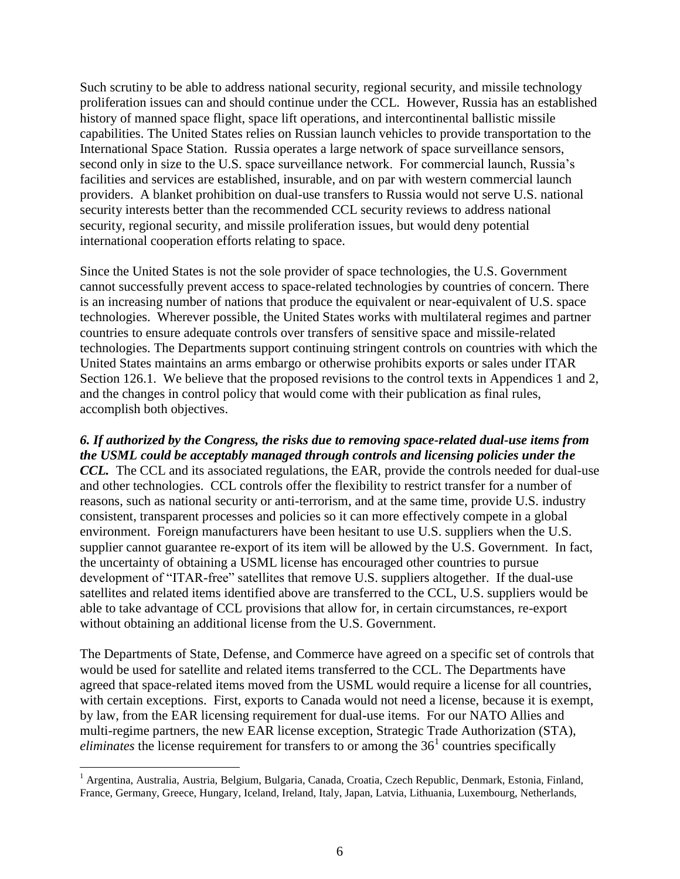Such scrutiny to be able to address national security, regional security, and missile technology proliferation issues can and should continue under the CCL. However, Russia has an established history of manned space flight, space lift operations, and intercontinental ballistic missile capabilities. The United States relies on Russian launch vehicles to provide transportation to the International Space Station. Russia operates a large network of space surveillance sensors, second only in size to the U.S. space surveillance network. For commercial launch, Russia's facilities and services are established, insurable, and on par with western commercial launch providers. A blanket prohibition on dual-use transfers to Russia would not serve U.S. national security interests better than the recommended CCL security reviews to address national security, regional security, and missile proliferation issues, but would deny potential international cooperation efforts relating to space.

Since the United States is not the sole provider of space technologies, the U.S. Government cannot successfully prevent access to space-related technologies by countries of concern. There is an increasing number of nations that produce the equivalent or near-equivalent of U.S. space technologies. Wherever possible, the United States works with multilateral regimes and partner countries to ensure adequate controls over transfers of sensitive space and missile-related technologies. The Departments support continuing stringent controls on countries with which the United States maintains an arms embargo or otherwise prohibits exports or sales under ITAR Section 126.1. We believe that the proposed revisions to the control texts in Appendices 1 and 2, and the changes in control policy that would come with their publication as final rules, accomplish both objectives.

***6. If authorized by the Congress, the risks due to removing space-related dual-use items from the USML could be acceptably managed through controls and licensing policies under the CCL.*** The CCL and its associated regulations, the EAR, provide the controls needed for dual-use and other technologies. CCL controls offer the flexibility to restrict transfer for a number of reasons, such as national security or anti-terrorism, and at the same time, provide U.S. industry consistent, transparent processes and policies so it can more effectively compete in a global environment. Foreign manufacturers have been hesitant to use U.S. suppliers when the U.S. supplier cannot guarantee re-export of its item will be allowed by the U.S. Government. In fact, the uncertainty of obtaining a USML license has encouraged other countries to pursue development of "ITAR-free" satellites that remove U.S. suppliers altogether. If the dual-use satellites and related items identified above are transferred to the CCL, U.S. suppliers would be able to take advantage of CCL provisions that allow for, in certain circumstances, re-export without obtaining an additional license from the U.S. Government.

The Departments of State, Defense, and Commerce have agreed on a specific set of controls that would be used for satellite and related items transferred to the CCL. The Departments have agreed that space-related items moved from the USML would require a license for all countries, with certain exceptions. First, exports to Canada would not need a license, because it is exempt, by law, from the EAR licensing requirement for dual-use items. For our NATO Allies and multi-regime partners, the new EAR license exception, Strategic Trade Authorization (STA), *eliminates* the license requirement for transfers to or among the 36[1] countries specifically

[1] Argentina, Australia, Austria, Belgium, Bulgaria, Canada, Croatia, Czech Republic, Denmark, Estonia, Finland, France, Germany, Greece, Hungary, Iceland, Ireland, Italy, Japan, Latvia, Lithuania, Luxembourg, Netherlands,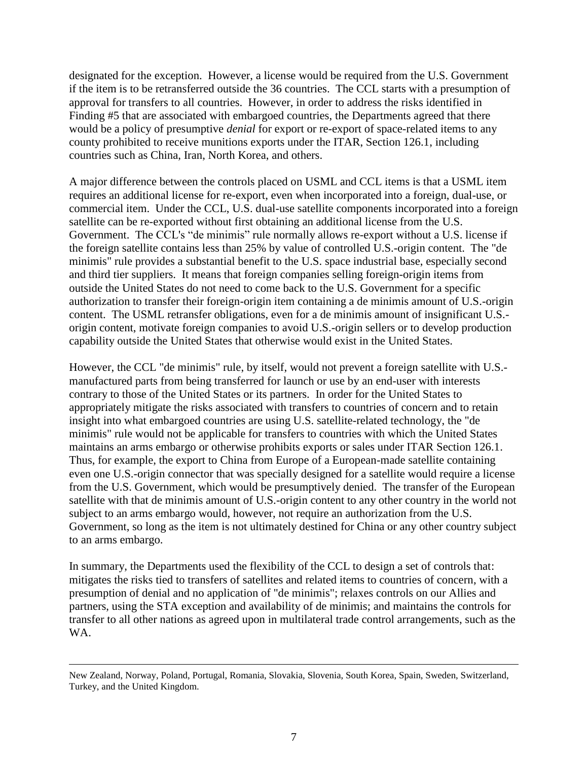designated for the exception. However, a license would be required from the U.S. Government if the item is to be retransferred outside the 36 countries. The CCL starts with a presumption of approval for transfers to all countries. However, in order to address the risks identified in Finding #5 that are associated with embargoed countries, the Departments agreed that there would be a policy of presumptive *denial* for export or re-export of space-related items to any county prohibited to receive munitions exports under the ITAR, Section 126.1, including countries such as China, Iran, North Korea, and others.

A major difference between the controls placed on USML and CCL items is that a USML item requires an additional license for re-export, even when incorporated into a foreign, dual-use, or commercial item. Under the CCL, U.S. dual-use satellite components incorporated into a foreign satellite can be re-exported without first obtaining an additional license from the U.S. Government. The CCL's "de minimis" rule normally allows re-export without a U.S. license if the foreign satellite contains less than 25% by value of controlled U.S.-origin content. The "de minimis" rule provides a substantial benefit to the U.S. space industrial base, especially second and third tier suppliers. It means that foreign companies selling foreign-origin items from outside the United States do not need to come back to the U.S. Government for a specific authorization to transfer their foreign-origin item containing a de minimis amount of U.S.-origin content. The USML retransfer obligations, even for a de minimis amount of insignificant U.S.-origin content, motivate foreign companies to avoid U.S.-origin sellers or to develop production capability outside the United States that otherwise would exist in the United States.

However, the CCL "de minimis" rule, by itself, would not prevent a foreign satellite with U.S.-manufactured parts from being transferred for launch or use by an end-user with interests contrary to those of the United States or its partners. In order for the United States to appropriately mitigate the risks associated with transfers to countries of concern and to retain insight into what embargoed countries are using U.S. satellite-related technology, the "de minimis" rule would not be applicable for transfers to countries with which the United States maintains an arms embargo or otherwise prohibits exports or sales under ITAR Section 126.1. Thus, for example, the export to China from Europe of a European-made satellite containing even one U.S.-origin connector that was specially designed for a satellite would require a license from the U.S. Government, which would be presumptively denied. The transfer of the European satellite with that de minimis amount of U.S.-origin content to any other country in the world not subject to an arms embargo would, however, not require an authorization from the U.S. Government, so long as the item is not ultimately destined for China or any other country subject to an arms embargo.

In summary, the Departments used the flexibility of the CCL to design a set of controls that: mitigates the risks tied to transfers of satellites and related items to countries of concern, with a presumption of denial and no application of "de minimis"; relaxes controls on our Allies and partners, using the STA exception and availability of de minimis; and maintains the controls for transfer to all other nations as agreed upon in multilateral trade control arrangements, such as the WA.

---

New Zealand, Norway, Poland, Portugal, Romania, Slovakia, Slovenia, South Korea, Spain, Sweden, Switzerland, Turkey, and the United Kingdom.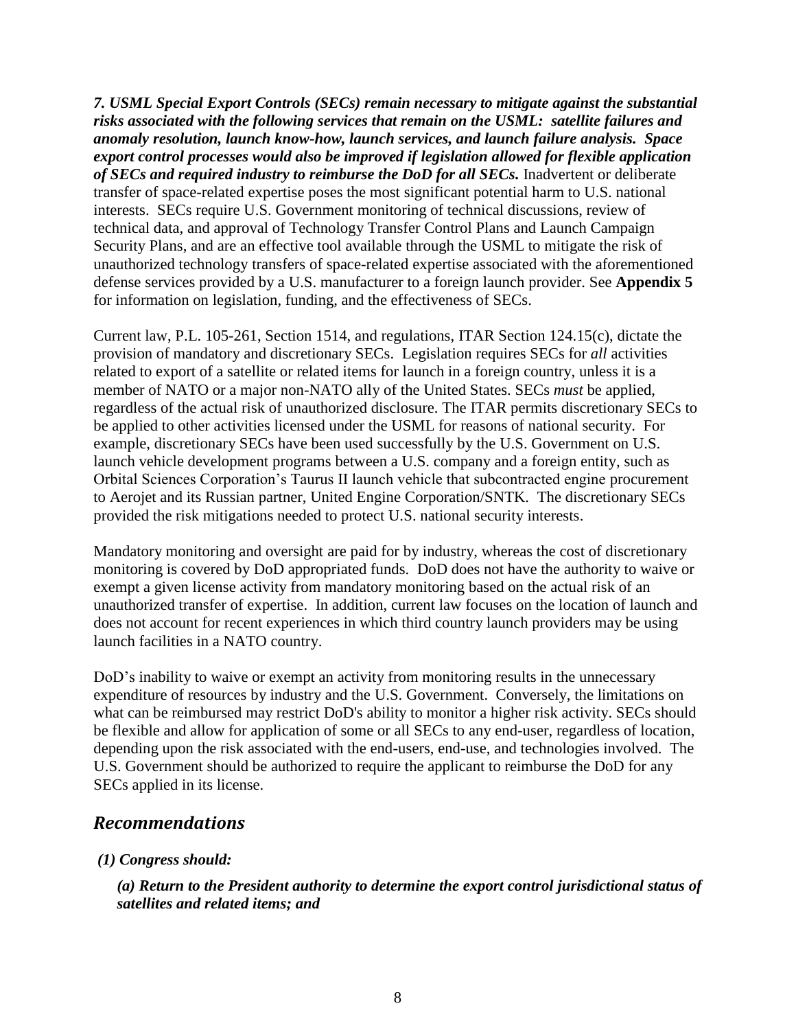***7. USML Special Export Controls (SECs) remain necessary to mitigate against the substantial risks associated with the following services that remain on the USML: satellite failures and anomaly resolution, launch know-how, launch services, and launch failure analysis. Space export control processes would also be improved if legislation allowed for flexible application of SECs and required industry to reimburse the DoD for all SECs.*** Inadvertent or deliberate transfer of space-related expertise poses the most significant potential harm to U.S. national interests. SECs require U.S. Government monitoring of technical discussions, review of technical data, and approval of Technology Transfer Control Plans and Launch Campaign Security Plans, and are an effective tool available through the USML to mitigate the risk of unauthorized technology transfers of space-related expertise associated with the aforementioned defense services provided by a U.S. manufacturer to a foreign launch provider. See **Appendix 5** for information on legislation, funding, and the effectiveness of SECs.

Current law, P.L. 105-261, Section 1514, and regulations, ITAR Section 124.15(c), dictate the provision of mandatory and discretionary SECs. Legislation requires SECs for *all* activities related to export of a satellite or related items for launch in a foreign country, unless it is a member of NATO or a major non-NATO ally of the United States. SECs *must* be applied, regardless of the actual risk of unauthorized disclosure. The ITAR permits discretionary SECs to be applied to other activities licensed under the USML for reasons of national security. For example, discretionary SECs have been used successfully by the U.S. Government on U.S. launch vehicle development programs between a U.S. company and a foreign entity, such as Orbital Sciences Corporation's Taurus II launch vehicle that subcontracted engine procurement to Aerojet and its Russian partner, United Engine Corporation/SNTK. The discretionary SECs provided the risk mitigations needed to protect U.S. national security interests.

Mandatory monitoring and oversight are paid for by industry, whereas the cost of discretionary monitoring is covered by DoD appropriated funds. DoD does not have the authority to waive or exempt a given license activity from mandatory monitoring based on the actual risk of an unauthorized transfer of expertise. In addition, current law focuses on the location of launch and does not account for recent experiences in which third country launch providers may be using launch facilities in a NATO country.

DoD's inability to waive or exempt an activity from monitoring results in the unnecessary expenditure of resources by industry and the U.S. Government. Conversely, the limitations on what can be reimbursed may restrict DoD's ability to monitor a higher risk activity. SECs should be flexible and allow for application of some or all SECs to any end-user, regardless of location, depending upon the risk associated with the end-users, end-use, and technologies involved. The U.S. Government should be authorized to require the applicant to reimburse the DoD for any SECs applied in its license.

## *Recommendations*

***(1) Congress should:***

***(a) Return to the President authority to determine the export control jurisdictional status of satellites and related items; and***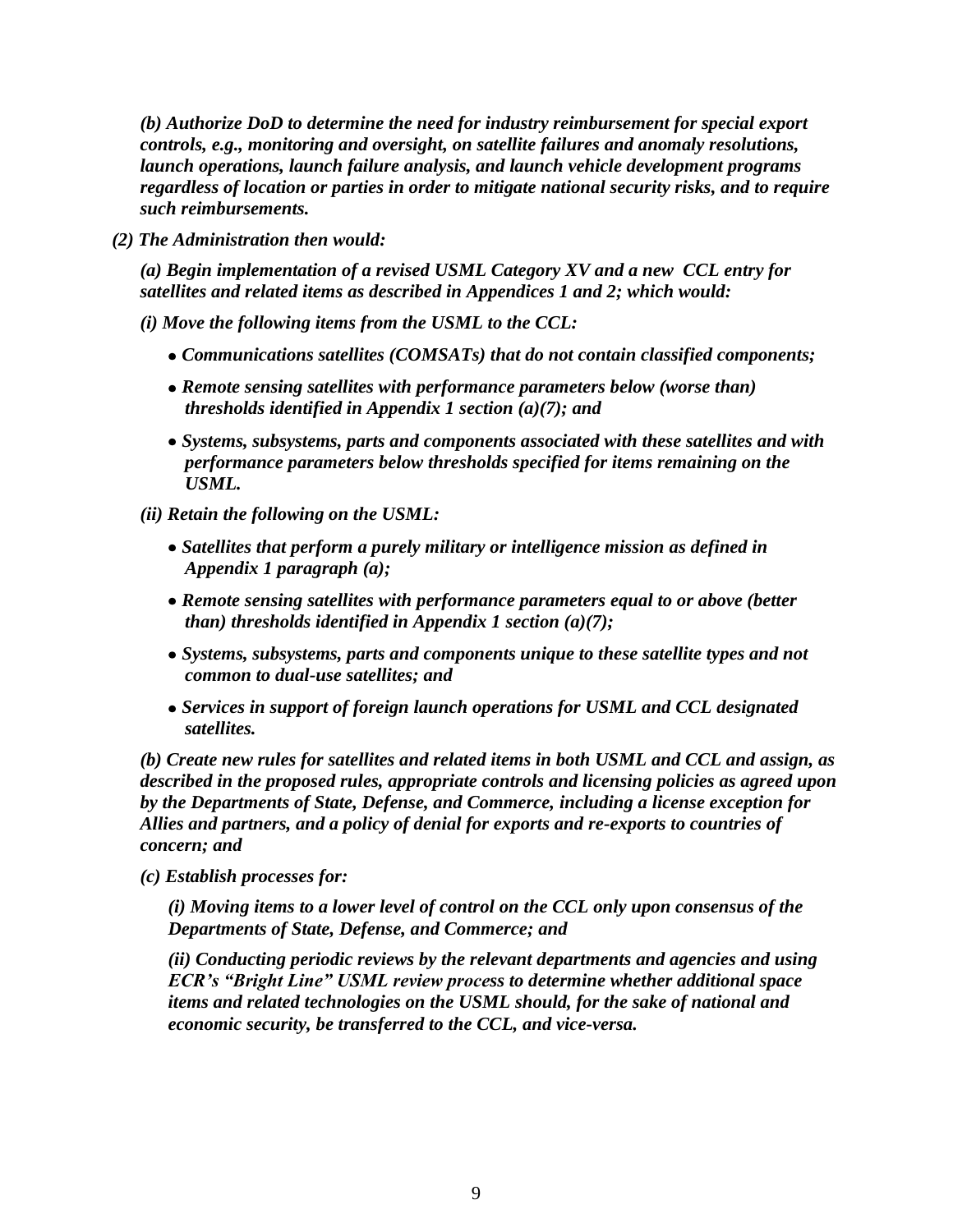*(b) Authorize DoD to determine the need for industry reimbursement for special export controls, e.g., monitoring and oversight, on satellite failures and anomaly resolutions, launch operations, launch failure analysis, and launch vehicle development programs regardless of location or parties in order to mitigate national security risks, and to require such reimbursements.*

*(2) The Administration then would:*

*(a) Begin implementation of a revised USML Category XV and a new CCL entry for satellites and related items as described in Appendices 1 and 2; which would:*

*(i) Move the following items from the USML to the CCL:*

- *Communications satellites (COMSATs) that do not contain classified components;*
- *Remote sensing satellites with performance parameters below (worse than) thresholds identified in Appendix 1 section (a)(7); and*
- *Systems, subsystems, parts and components associated with these satellites and with performance parameters below thresholds specified for items remaining on the USML.*

*(ii) Retain the following on the USML:*

- *Satellites that perform a purely military or intelligence mission as defined in Appendix 1 paragraph (a);*
- *Remote sensing satellites with performance parameters equal to or above (better than) thresholds identified in Appendix 1 section (a)(7);*
- *Systems, subsystems, parts and components unique to these satellite types and not common to dual-use satellites; and*
- *Services in support of foreign launch operations for USML and CCL designated satellites.*

*(b) Create new rules for satellites and related items in both USML and CCL and assign, as described in the proposed rules, appropriate controls and licensing policies as agreed upon by the Departments of State, Defense, and Commerce, including a license exception for Allies and partners, and a policy of denial for exports and re-exports to countries of concern; and*

*(c) Establish processes for:*

*(i) Moving items to a lower level of control on the CCL only upon consensus of the Departments of State, Defense, and Commerce; and*

*(ii) Conducting periodic reviews by the relevant departments and agencies and using ECR's "Bright Line" USML review process to determine whether additional space items and related technologies on the USML should, for the sake of national and economic security, be transferred to the CCL, and vice-versa.*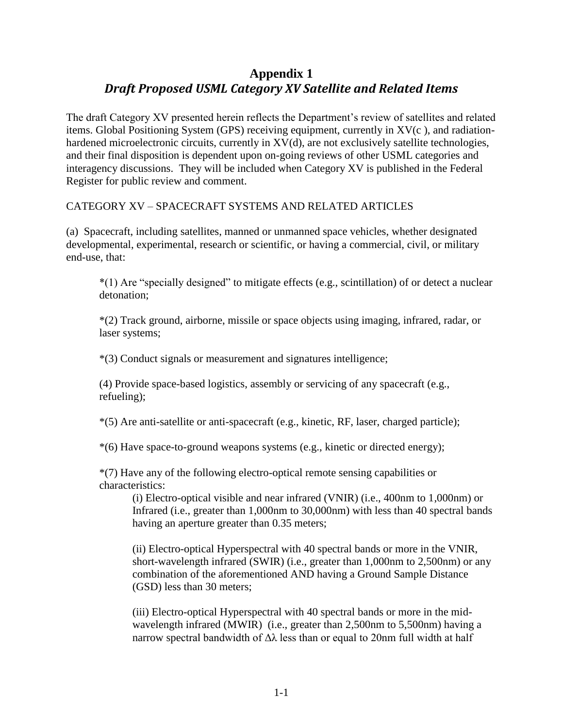# Appendix 1

## *Draft Proposed USML Category XV Satellite and Related Items*

The draft Category XV presented herein reflects the Department's review of satellites and related items. Global Positioning System (GPS) receiving equipment, currently in XV(c ), and radiation-hardened microelectronic circuits, currently in XV(d), are not exclusively satellite technologies, and their final disposition is dependent upon on-going reviews of other USML categories and interagency discussions. They will be included when Category XV is published in the Federal Register for public review and comment.

CATEGORY XV – SPACECRAFT SYSTEMS AND RELATED ARTICLES

(a) Spacecraft, including satellites, manned or unmanned space vehicles, whether designated developmental, experimental, research or scientific, or having a commercial, civil, or military end-use, that:

> *(1) Are "specially designed" to mitigate effects (e.g., scintillation) of or detect a nuclear detonation;
>
> *(2) Track ground, airborne, missile or space objects using imaging, infrared, radar, or laser systems;
>
> *(3) Conduct signals or measurement and signatures intelligence;
>
> (4) Provide space-based logistics, assembly or servicing of any spacecraft (e.g., refueling);
>
> *(5) Are anti-satellite or anti-spacecraft (e.g., kinetic, RF, laser, charged particle);
>
> *(6) Have space-to-ground weapons systems (e.g., kinetic or directed energy);
>
> *(7) Have any of the following electro-optical remote sensing capabilities or characteristics:
>
> > (i) Electro-optical visible and near infrared (VNIR) (i.e., 400nm to 1,000nm) or Infrared (i.e., greater than 1,000nm to 30,000nm) with less than 40 spectral bands having an aperture greater than 0.35 meters;
> >
> > (ii) Electro-optical Hyperspectral with 40 spectral bands or more in the VNIR, short-wavelength infrared (SWIR) (i.e., greater than 1,000nm to 2,500nm) or any combination of the aforementioned AND having a Ground Sample Distance (GSD) less than 30 meters;
> >
> > (iii) Electro-optical Hyperspectral with 40 spectral bands or more in the mid-wavelength infrared (MWIR) (i.e., greater than 2,500nm to 5,500nm) having a narrow spectral bandwidth of $\Delta\lambda$ less than or equal to 20nm full width at half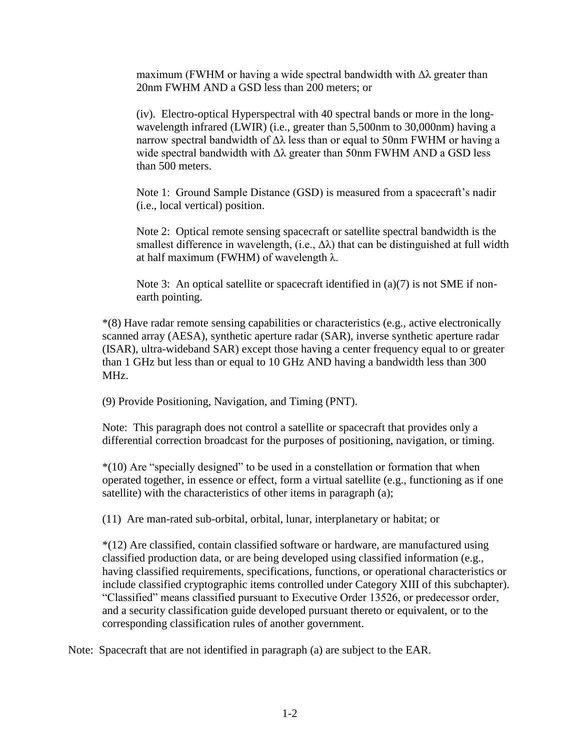maximum (FWHM or having a wide spectral bandwidth with $\Delta\lambda$ greater than 20nm FWHM AND a GSD less than 200 meters; or

(iv). Electro-optical Hyperspectral with 40 spectral bands or more in the long-wavelength infrared (LWIR) (i.e., greater than 5,500nm to 30,000nm) having a narrow spectral bandwidth of $\Delta\lambda$ less than or equal to 50nm FWHM or having a wide spectral bandwidth with $\Delta\lambda$ greater than 50nm FWHM AND a GSD less than 500 meters.

Note 1: Ground Sample Distance (GSD) is measured from a spacecraft's nadir (i.e., local vertical) position.

Note 2: Optical remote sensing spacecraft or satellite spectral bandwidth is the smallest difference in wavelength, (i.e., $\Delta\lambda$) that can be distinguished at full width at half maximum (FWHM) of wavelength $\lambda$.

Note 3: An optical satellite or spacecraft identified in (a)(7) is not SME if non-earth pointing.

*(8) Have radar remote sensing capabilities or characteristics (e.g., active electronically scanned array (AESA), synthetic aperture radar (SAR), inverse synthetic aperture radar (ISAR), ultra-wideband SAR) except those having a center frequency equal to or greater than 1 GHz but less than or equal to 10 GHz AND having a bandwidth less than 300 MHz.

(9) Provide Positioning, Navigation, and Timing (PNT).

Note: This paragraph does not control a satellite or spacecraft that provides only a differential correction broadcast for the purposes of positioning, navigation, or timing.

*(10) Are "specially designed" to be used in a constellation or formation that when operated together, in essence or effect, form a virtual satellite (e.g., functioning as if one satellite) with the characteristics of other items in paragraph (a);

(11) Are man-rated sub-orbital, orbital, lunar, interplanetary or habitat; or

*(12) Are classified, contain classified software or hardware, are manufactured using classified production data, or are being developed using classified information (e.g., having classified requirements, specifications, functions, or operational characteristics or include classified cryptographic items controlled under Category XIII of this subchapter). "Classified" means classified pursuant to Executive Order 13526, or predecessor order, and a security classification guide developed pursuant thereto or equivalent, or to the corresponding classification rules of another government.

Note: Spacecraft that are not identified in paragraph (a) are subject to the EAR.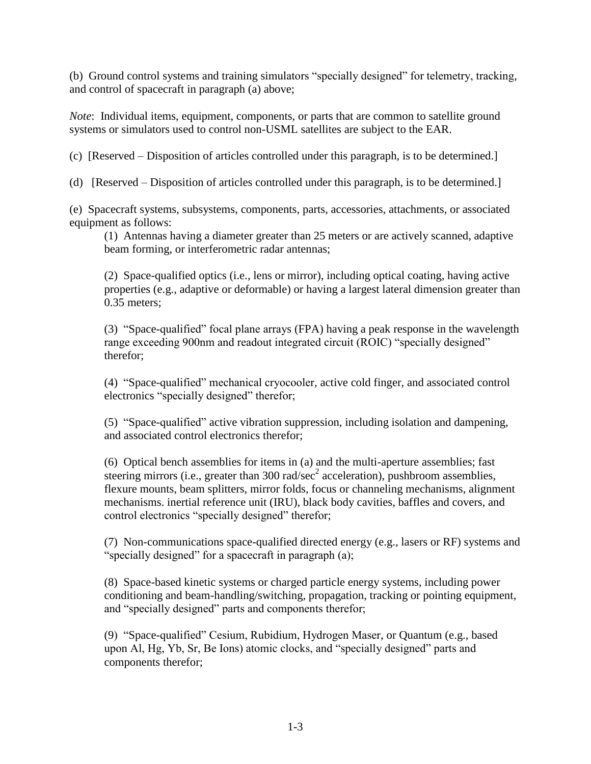(b) Ground control systems and training simulators "specially designed" for telemetry, tracking, and control of spacecraft in paragraph (a) above;

*Note*: Individual items, equipment, components, or parts that are common to satellite ground systems or simulators used to control non-USML satellites are subject to the EAR.

(c) [Reserved – Disposition of articles controlled under this paragraph, is to be determined.]

(d) [Reserved – Disposition of articles controlled under this paragraph, is to be determined.]

(e) Spacecraft systems, subsystems, components, parts, accessories, attachments, or associated equipment as follows:

(1) Antennas having a diameter greater than 25 meters or are actively scanned, adaptive beam forming, or interferometric radar antennas;

(2) Space-qualified optics (i.e., lens or mirror), including optical coating, having active properties (e.g., adaptive or deformable) or having a largest lateral dimension greater than 0.35 meters;

(3) "Space-qualified" focal plane arrays (FPA) having a peak response in the wavelength range exceeding 900nm and readout integrated circuit (ROIC) "specially designed" therefor;

(4) "Space-qualified" mechanical cryocooler, active cold finger, and associated control electronics "specially designed" therefor;

(5) "Space-qualified" active vibration suppression, including isolation and dampening, and associated control electronics therefor;

(6) Optical bench assemblies for items in (a) and the multi-aperture assemblies; fast steering mirrors (i.e., greater than 300 rad/sec$^2$ acceleration), pushbroom assemblies, flexure mounts, beam splitters, mirror folds, focus or channeling mechanisms, alignment mechanisms. inertial reference unit (IRU), black body cavities, baffles and covers, and control electronics "specially designed" therefor;

(7) Non-communications space-qualified directed energy (e.g., lasers or RF) systems and "specially designed" for a spacecraft in paragraph (a);

(8) Space-based kinetic systems or charged particle energy systems, including power conditioning and beam-handling/switching, propagation, tracking or pointing equipment, and "specially designed" parts and components therefor;

(9) "Space-qualified" Cesium, Rubidium, Hydrogen Maser, or Quantum (e.g., based upon Al, Hg, Yb, Sr, Be Ions) atomic clocks, and "specially designed" parts and components therefor;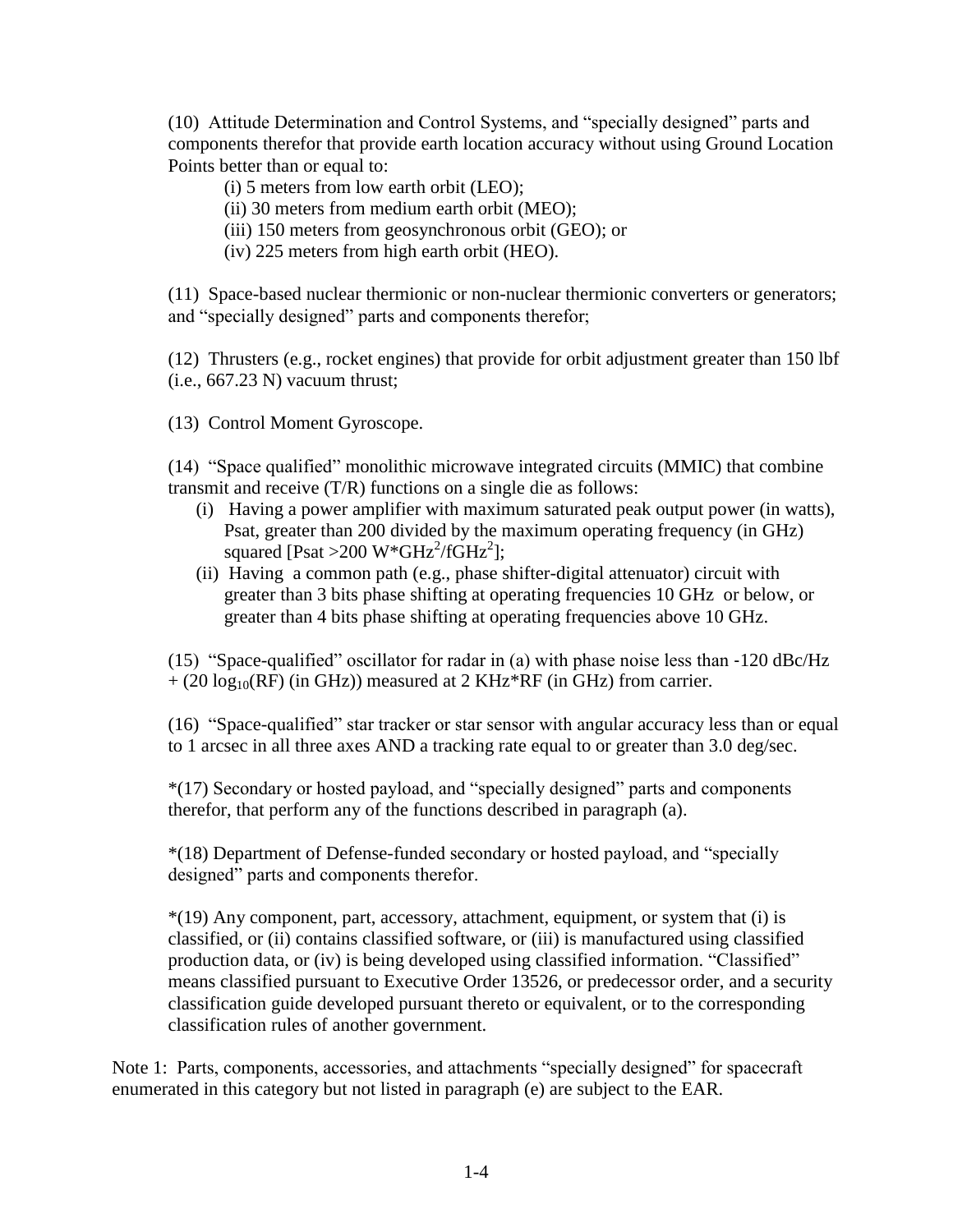(10) Attitude Determination and Control Systems, and "specially designed" parts and components therefor that provide earth location accuracy without using Ground Location Points better than or equal to:

(i) 5 meters from low earth orbit (LEO);

(ii) 30 meters from medium earth orbit (MEO);

(iii) 150 meters from geosynchronous orbit (GEO); or

(iv) 225 meters from high earth orbit (HEO).

(11) Space-based nuclear thermionic or non-nuclear thermionic converters or generators; and "specially designed" parts and components therefor;

(12) Thrusters (e.g., rocket engines) that provide for orbit adjustment greater than 150 lbf (i.e., 667.23 N) vacuum thrust;

(13) Control Moment Gyroscope.

(14) "Space qualified" monolithic microwave integrated circuits (MMIC) that combine transmit and receive (T/R) functions on a single die as follows:

(i) Having a power amplifier with maximum saturated peak output power (in watts), Psat, greater than 200 divided by the maximum operating frequency (in GHz) squared [Psat >200 $W*GHz^2/fGHz^2$];

(ii) Having a common path (e.g., phase shifter-digital attenuator) circuit with greater than 3 bits phase shifting at operating frequencies 10 GHz or below, or greater than 4 bits phase shifting at operating frequencies above 10 GHz.

(15) "Space-qualified" oscillator for radar in (a) with phase noise less than -120 dBc/Hz + (20 $\log_{10}$(RF) (in GHz)) measured at 2 KHz*RF (in GHz) from carrier.

(16) "Space-qualified" star tracker or star sensor with angular accuracy less than or equal to 1 arcsec in all three axes AND a tracking rate equal to or greater than 3.0 deg/sec.

*(17) Secondary or hosted payload, and "specially designed" parts and components therefor, that perform any of the functions described in paragraph (a).

*(18) Department of Defense-funded secondary or hosted payload, and "specially designed" parts and components therefor.

*(19) Any component, part, accessory, attachment, equipment, or system that (i) is classified, or (ii) contains classified software, or (iii) is manufactured using classified production data, or (iv) is being developed using classified information. "Classified" means classified pursuant to Executive Order 13526, or predecessor order, and a security classification guide developed pursuant thereto or equivalent, or to the corresponding classification rules of another government.

Note 1: Parts, components, accessories, and attachments "specially designed" for spacecraft enumerated in this category but not listed in paragraph (e) are subject to the EAR.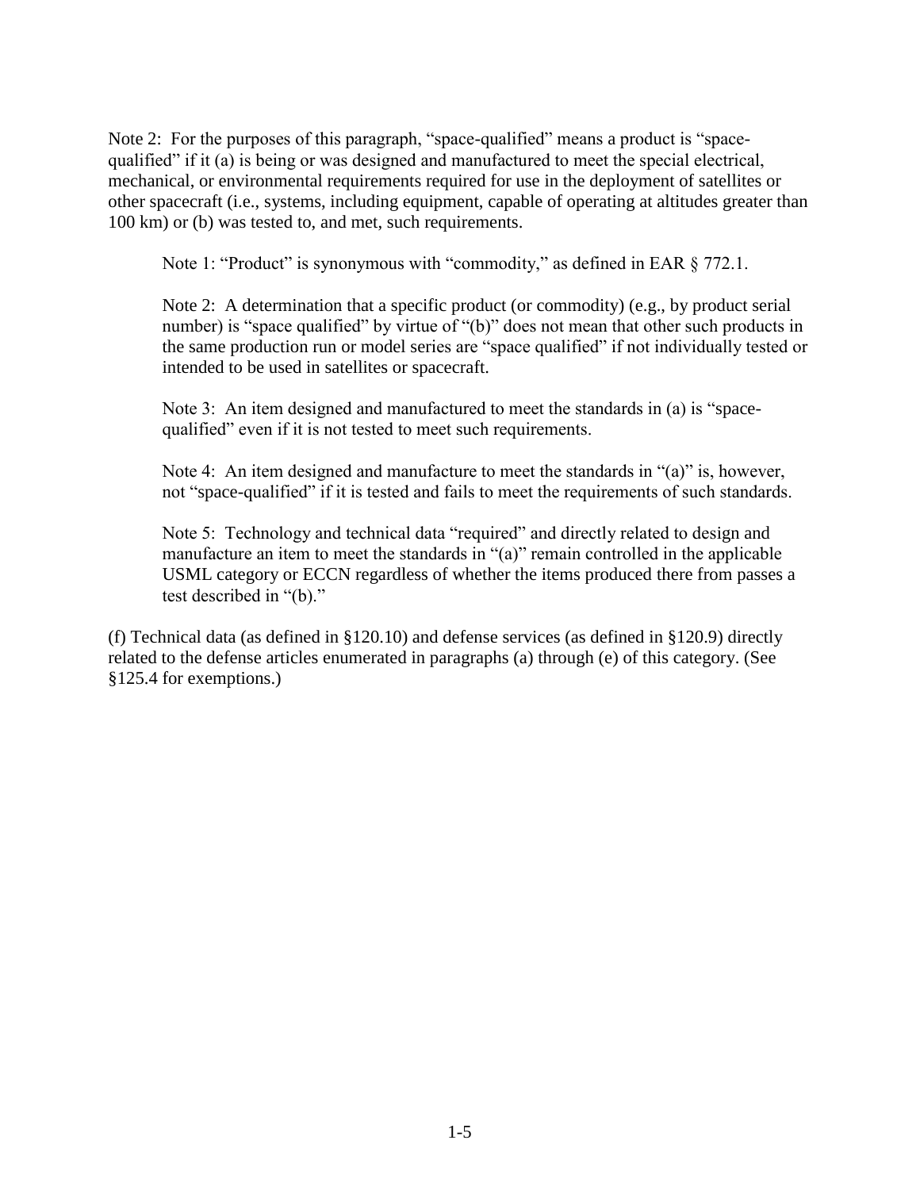Note 2: For the purposes of this paragraph, "space-qualified" means a product is "space-qualified" if it (a) is being or was designed and manufactured to meet the special electrical, mechanical, or environmental requirements required for use in the deployment of satellites or other spacecraft (i.e., systems, including equipment, capable of operating at altitudes greater than 100 km) or (b) was tested to, and met, such requirements.

> Note 1: "Product" is synonymous with "commodity," as defined in EAR § 772.1.
>
> Note 2: A determination that a specific product (or commodity) (e.g., by product serial number) is "space qualified" by virtue of "(b)" does not mean that other such products in the same production run or model series are "space qualified" if not individually tested or intended to be used in satellites or spacecraft.
>
> Note 3: An item designed and manufactured to meet the standards in (a) is "space-qualified" even if it is not tested to meet such requirements.
>
> Note 4: An item designed and manufacture to meet the standards in "(a)" is, however, not "space-qualified" if it is tested and fails to meet the requirements of such standards.
>
> Note 5: Technology and technical data "required" and directly related to design and manufacture an item to meet the standards in "(a)" remain controlled in the applicable USML category or ECCN regardless of whether the items produced there from passes a test described in "(b)."

(f) Technical data (as defined in §120.10) and defense services (as defined in §120.9) directly related to the defense articles enumerated in paragraphs (a) through (e) of this category. (See §125.4 for exemptions.)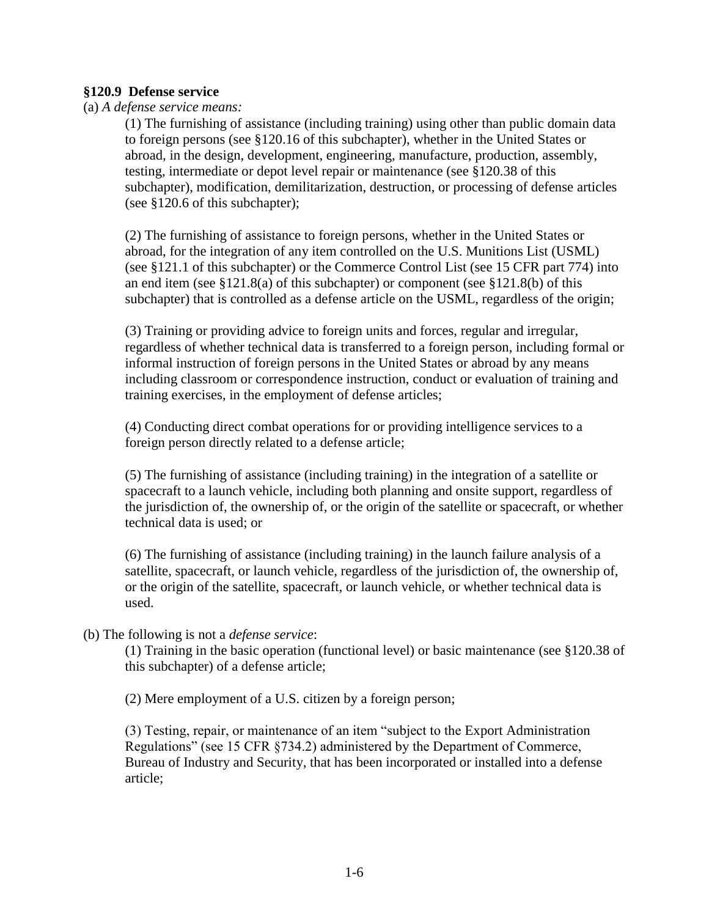**§120.9 Defense service**

(a) *A defense service means:*

(1) The furnishing of assistance (including training) using other than public domain data to foreign persons (see §120.16 of this subchapter), whether in the United States or abroad, in the design, development, engineering, manufacture, production, assembly, testing, intermediate or depot level repair or maintenance (see §120.38 of this subchapter), modification, demilitarization, destruction, or processing of defense articles (see §120.6 of this subchapter);

(2) The furnishing of assistance to foreign persons, whether in the United States or abroad, for the integration of any item controlled on the U.S. Munitions List (USML) (see §121.1 of this subchapter) or the Commerce Control List (see 15 CFR part 774) into an end item (see §121.8(a) of this subchapter) or component (see §121.8(b) of this subchapter) that is controlled as a defense article on the USML, regardless of the origin;

(3) Training or providing advice to foreign units and forces, regular and irregular, regardless of whether technical data is transferred to a foreign person, including formal or informal instruction of foreign persons in the United States or abroad by any means including classroom or correspondence instruction, conduct or evaluation of training and training exercises, in the employment of defense articles;

(4) Conducting direct combat operations for or providing intelligence services to a foreign person directly related to a defense article;

(5) The furnishing of assistance (including training) in the integration of a satellite or spacecraft to a launch vehicle, including both planning and onsite support, regardless of the jurisdiction of, the ownership of, or the origin of the satellite or spacecraft, or whether technical data is used; or

(6) The furnishing of assistance (including training) in the launch failure analysis of a satellite, spacecraft, or launch vehicle, regardless of the jurisdiction of, the ownership of, or the origin of the satellite, spacecraft, or launch vehicle, or whether technical data is used.

(b) The following is not a *defense service*:

(1) Training in the basic operation (functional level) or basic maintenance (see §120.38 of this subchapter) of a defense article;

(2) Mere employment of a U.S. citizen by a foreign person;

(3) Testing, repair, or maintenance of an item "subject to the Export Administration Regulations" (see 15 CFR §734.2) administered by the Department of Commerce, Bureau of Industry and Security, that has been incorporated or installed into a defense article;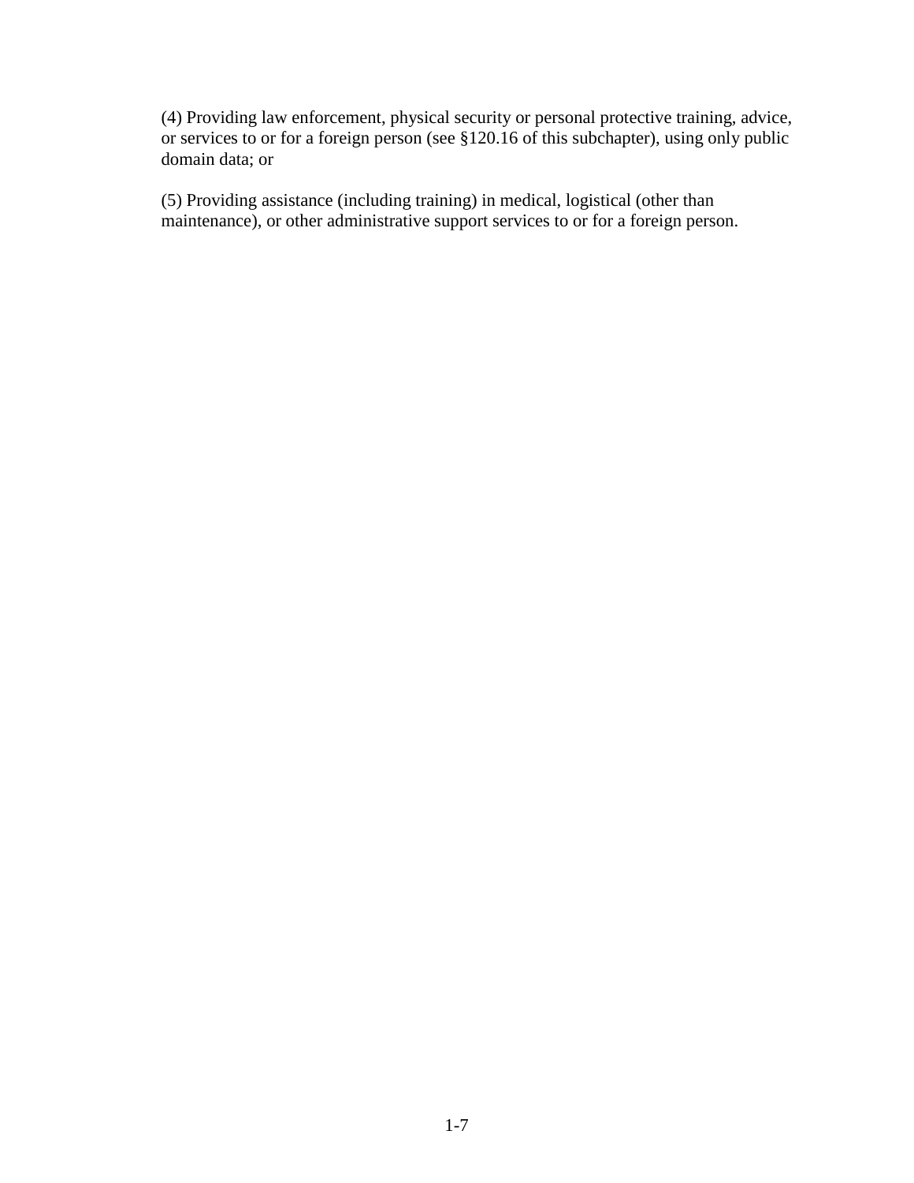(4) Providing law enforcement, physical security or personal protective training, advice, or services to or for a foreign person (see §120.16 of this subchapter), using only public domain data; or

(5) Providing assistance (including training) in medical, logistical (other than maintenance), or other administrative support services to or for a foreign person.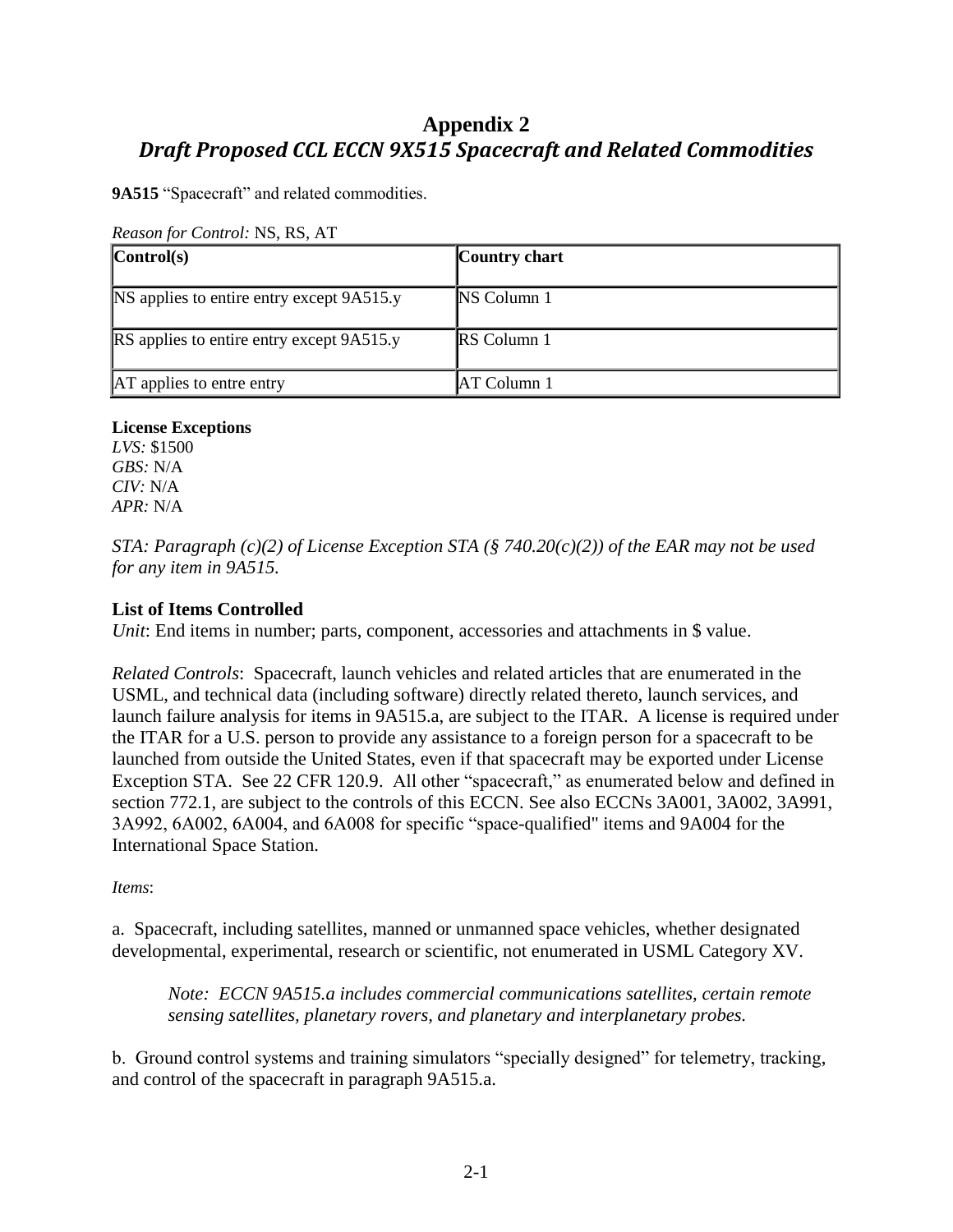# Appendix 2
## *Draft Proposed CCL ECCN 9X515 Spacecraft and Related Commodities*

**9A515** "Spacecraft" and related commodities.

*Reason for Control:* NS, RS, AT

| Control(s) | Country chart |
|---|---|
| NS applies to entire entry except 9A515.y | NS Column 1 |
| RS applies to entire entry except 9A515.y | RS Column 1 |
| AT applies to entre entry | AT Column 1 |

**License Exceptions**
*LVS:* $1500
*GBS:* N/A
*CIV:* N/A
*APR:* N/A

*STA: Paragraph (c)(2) of License Exception STA (§ 740.20(c)(2)) of the EAR may not be used for any item in 9A515.*

**List of Items Controlled**

*Unit*: End items in number; parts, component, accessories and attachments in $ value.

*Related Controls*: Spacecraft, launch vehicles and related articles that are enumerated in the USML, and technical data (including software) directly related thereto, launch services, and launch failure analysis for items in 9A515.a, are subject to the ITAR. A license is required under the ITAR for a U.S. person to provide any assistance to a foreign person for a spacecraft to be launched from outside the United States, even if that spacecraft may be exported under License Exception STA. See 22 CFR 120.9. All other "spacecraft," as enumerated below and defined in section 772.1, are subject to the controls of this ECCN. See also ECCNs 3A001, 3A002, 3A991, 3A992, 6A002, 6A004, and 6A008 for specific "space-qualified" items and 9A004 for the International Space Station.

*Items*:

a. Spacecraft, including satellites, manned or unmanned space vehicles, whether designated developmental, experimental, research or scientific, not enumerated in USML Category XV.

> *Note: ECCN 9A515.a includes commercial communications satellites, certain remote sensing satellites, planetary rovers, and planetary and interplanetary probes.*

b. Ground control systems and training simulators "specially designed" for telemetry, tracking, and control of the spacecraft in paragraph 9A515.a.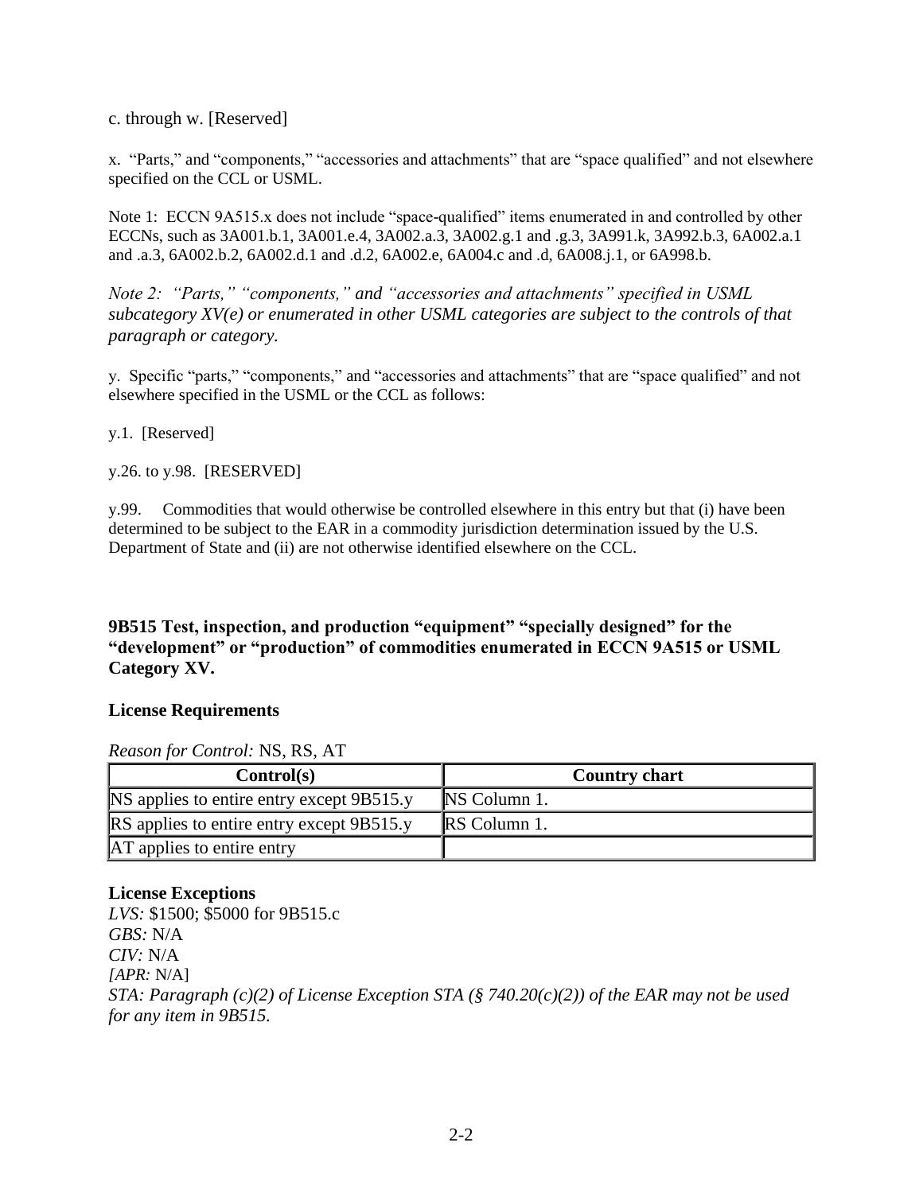c. through w. [Reserved]

x. "Parts," and "components," "accessories and attachments" that are "space qualified" and not elsewhere specified on the CCL or USML.

Note 1: ECCN 9A515.x does not include "space-qualified" items enumerated in and controlled by other ECCNs, such as 3A001.b.1, 3A001.e.4, 3A002.a.3, 3A002.g.1 and .g.3, 3A991.k, 3A992.b.3, 6A002.a.1 and .a.3, 6A002.b.2, 6A002.d.1 and .d.2, 6A002.e, 6A004.c and .d, 6A008.j.1, or 6A998.b.

*Note 2: "Parts," "components," and "accessories and attachments" specified in USML subcategory XV(e) or enumerated in other USML categories are subject to the controls of that paragraph or category.*

y. Specific "parts," "components," and "accessories and attachments" that are "space qualified" and not elsewhere specified in the USML or the CCL as follows:

y.1. [Reserved]

y.26. to y.98. [RESERVED]

y.99. Commodities that would otherwise be controlled elsewhere in this entry but that (i) have been determined to be subject to the EAR in a commodity jurisdiction determination issued by the U.S. Department of State and (ii) are not otherwise identified elsewhere on the CCL.

**9B515 Test, inspection, and production "equipment" "specially designed" for the "development" or "production" of commodities enumerated in ECCN 9A515 or USML Category XV.**

**License Requirements**

*Reason for Control:* NS, RS, AT

| Control(s) | Country chart |
|---|---|
| NS applies to entire entry except 9B515.y | NS Column 1. |
| RS applies to entire entry except 9B515.y | RS Column 1. |
| AT applies to entire entry | |

**License Exceptions**
*LVS:* $1500; $5000 for 9B515.c
*GBS:* N/A
*CIV:* N/A
*[APR:* N/A]
*STA: Paragraph (c)(2) of License Exception STA (§ 740.20(c)(2)) of the EAR may not be used for any item in 9B515.*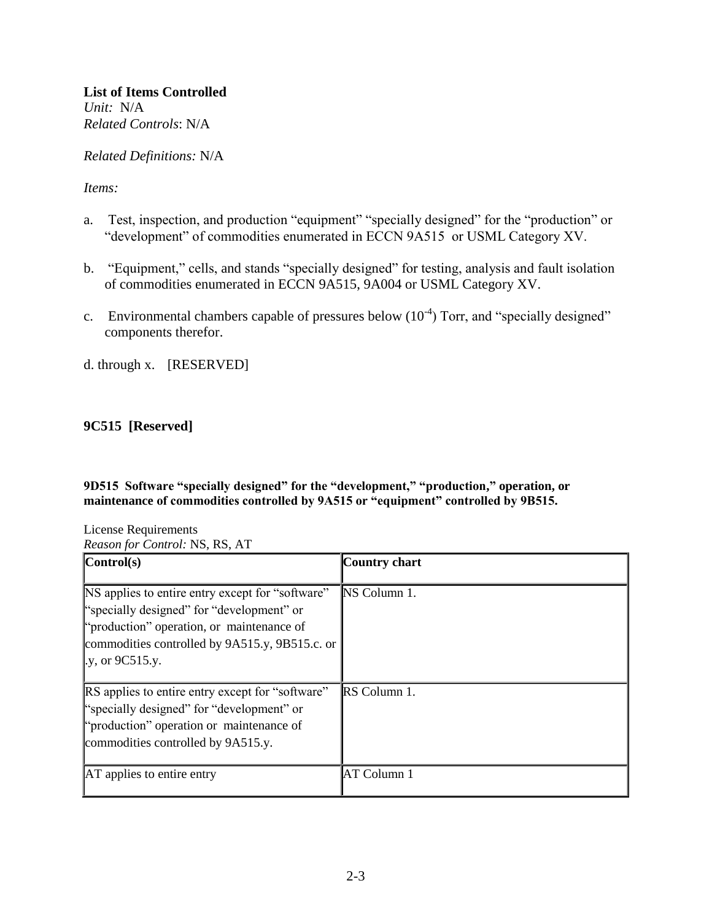**List of Items Controlled**
*Unit:* N/A
*Related Controls*: N/A

*Related Definitions:* N/A

*Items:*

a. Test, inspection, and production "equipment" "specially designed" for the "production" or "development" of commodities enumerated in ECCN 9A515 or USML Category XV.

b. "Equipment," cells, and stands "specially designed" for testing, analysis and fault isolation of commodities enumerated in ECCN 9A515, 9A004 or USML Category XV.

c. Environmental chambers capable of pressures below ($10^{-4}$) Torr, and "specially designed" components therefor.

d. through x. [RESERVED]

### 9C515 [Reserved]

### 9D515 Software "specially designed" for the "development," "production," operation, or maintenance of commodities controlled by 9A515 or "equipment" controlled by 9B515.

License Requirements
*Reason for Control:* NS, RS, AT

| Control(s) | Country chart |
|---|---|
| NS applies to entire entry except for "software" "specially designed" for "development" or "production" operation, or maintenance of commodities controlled by 9A515.y, 9B515.c. or .y, or 9C515.y. | NS Column 1. |
| RS applies to entire entry except for "software" "specially designed" for "development" or "production" operation or maintenance of commodities controlled by 9A515.y. | RS Column 1. |
| AT applies to entire entry | AT Column 1 |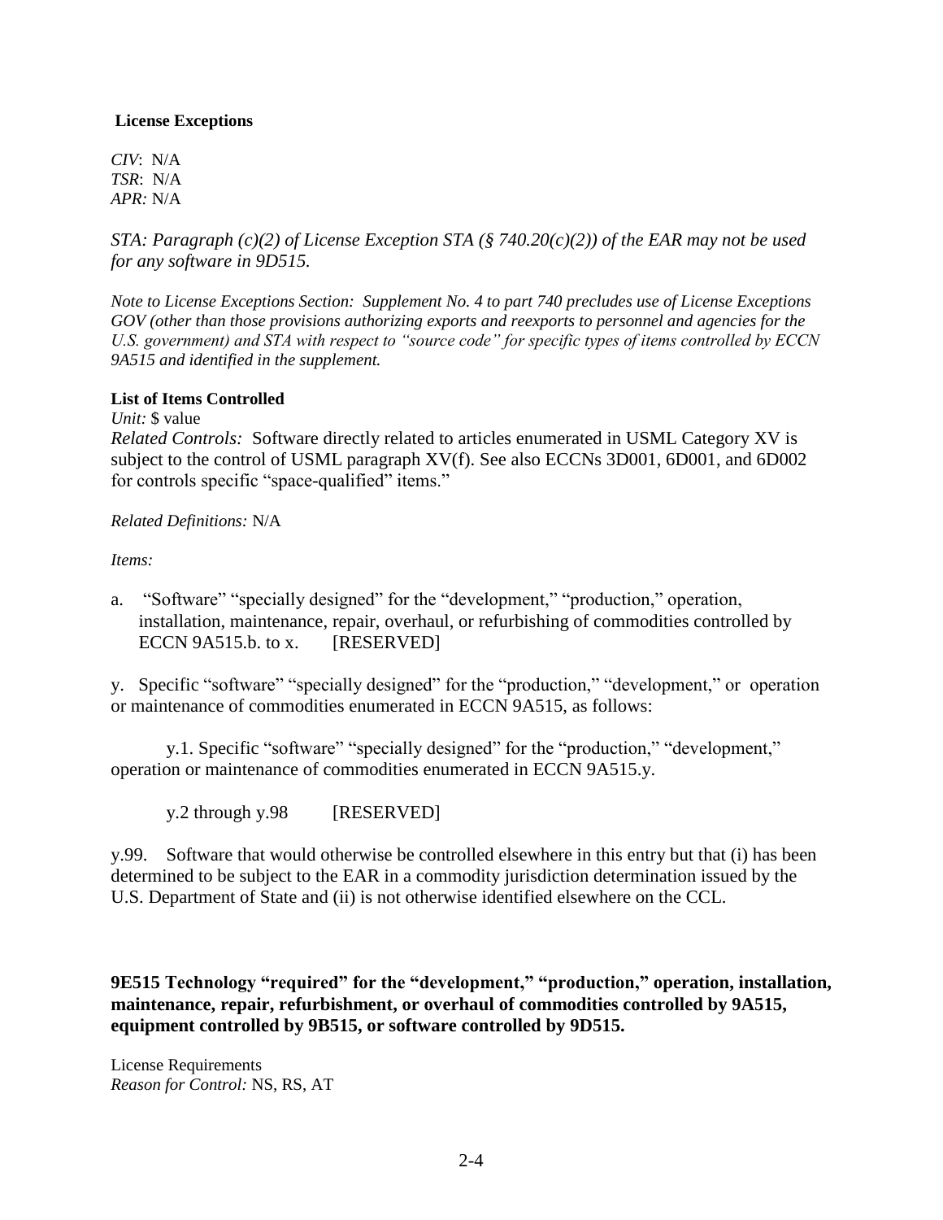**License Exceptions**

*CIV*: N/A
*TSR*: N/A
*APR:* N/A

*STA: Paragraph (c)(2) of License Exception STA (§ 740.20(c)(2)) of the EAR may not be used for any software in 9D515.*

*Note to License Exceptions Section: Supplement No. 4 to part 740 precludes use of License Exceptions GOV (other than those provisions authorizing exports and reexports to personnel and agencies for the U.S. government) and STA with respect to "source code" for specific types of items controlled by ECCN 9A515 and identified in the supplement.*

**List of Items Controlled**

*Unit:* $ value
*Related Controls:* Software directly related to articles enumerated in USML Category XV is subject to the control of USML paragraph XV(f). See also ECCNs 3D001, 6D001, and 6D002 for controls specific "space-qualified" items."

*Related Definitions:* N/A

*Items:*

a. "Software" "specially designed" for the "development," "production," operation, installation, maintenance, repair, overhaul, or refurbishing of commodities controlled by ECCN 9A515.b. to x. [RESERVED]

y. Specific "software" "specially designed" for the "production," "development," or operation or maintenance of commodities enumerated in ECCN 9A515, as follows:

y.1. Specific "software" "specially designed" for the "production," "development," operation or maintenance of commodities enumerated in ECCN 9A515.y.

y.2 through y.98 [RESERVED]

y.99. Software that would otherwise be controlled elsewhere in this entry but that (i) has been determined to be subject to the EAR in a commodity jurisdiction determination issued by the U.S. Department of State and (ii) is not otherwise identified elsewhere on the CCL.

**9E515 Technology "required" for the "development," "production," operation, installation, maintenance, repair, refurbishment, or overhaul of commodities controlled by 9A515, equipment controlled by 9B515, or software controlled by 9D515.**

License Requirements
*Reason for Control:* NS, RS, AT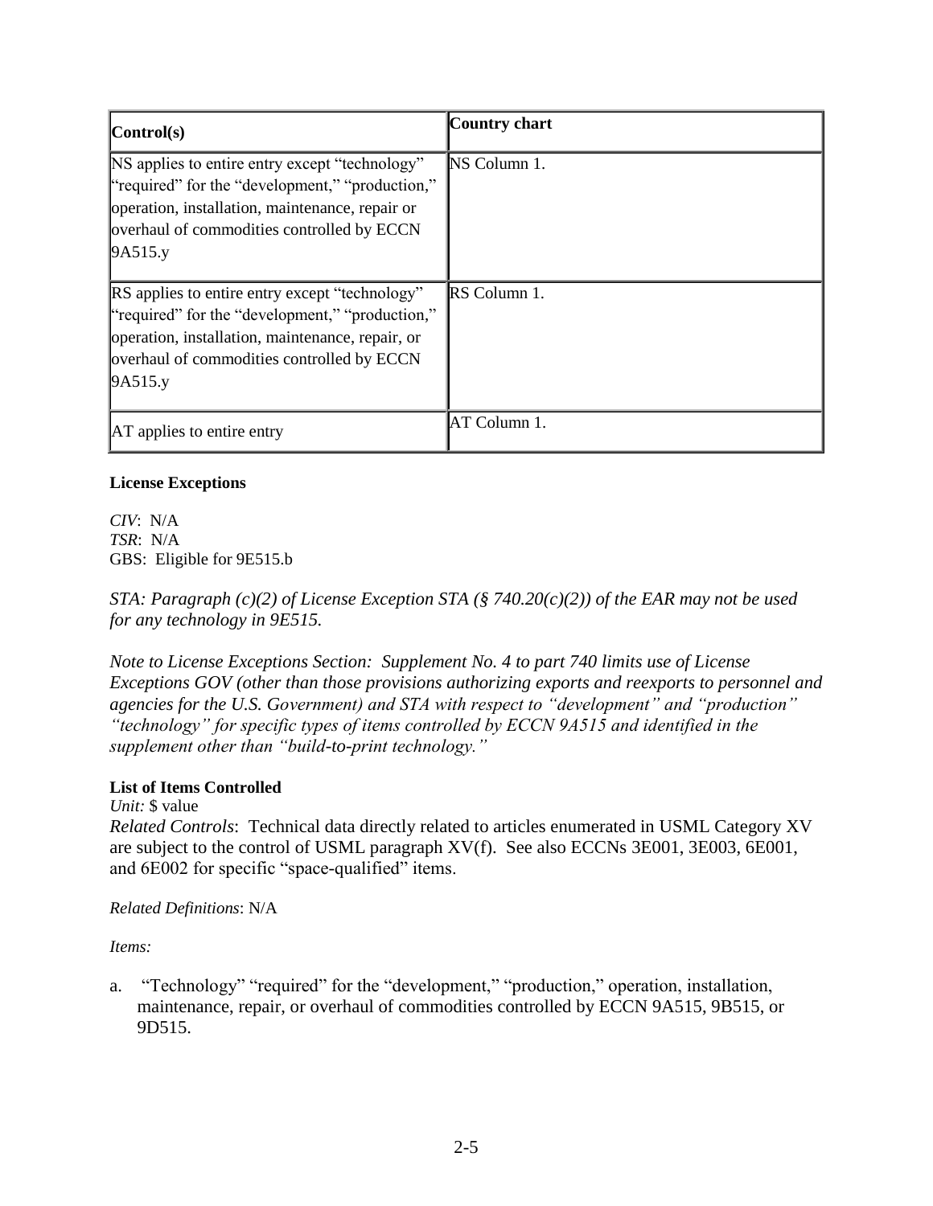| **Control(s)** | **Country chart** |
| --- | --- |
| NS applies to entire entry except "technology" "required" for the "development," "production," operation, installation, maintenance, repair or overhaul of commodities controlled by ECCN 9A515.y | NS Column 1. |
| RS applies to entire entry except "technology" "required" for the "development," "production," operation, installation, maintenance, repair, or overhaul of commodities controlled by ECCN 9A515.y | RS Column 1. |
| AT applies to entire entry | AT Column 1. |

**License Exceptions**

*CIV*: N/A
*TSR*: N/A
GBS: Eligible for 9E515.b

*STA: Paragraph (c)(2) of License Exception STA (§ 740.20(c)(2)) of the EAR may not be used for any technology in 9E515.*

*Note to License Exceptions Section: Supplement No. 4 to part 740 limits use of License Exceptions GOV (other than those provisions authorizing exports and reexports to personnel and agencies for the U.S. Government) and STA with respect to "development" and "production" "technology" for specific types of items controlled by ECCN 9A515 and identified in the supplement other than "build-to-print technology."*

**List of Items Controlled**

*Unit:* $ value
*Related Controls*: Technical data directly related to articles enumerated in USML Category XV are subject to the control of USML paragraph XV(f). See also ECCNs 3E001, 3E003, 6E001, and 6E002 for specific "space-qualified" items.

*Related Definitions*: N/A

*Items:*

a. "Technology" "required" for the "development," "production," operation, installation, maintenance, repair, or overhaul of commodities controlled by ECCN 9A515, 9B515, or 9D515.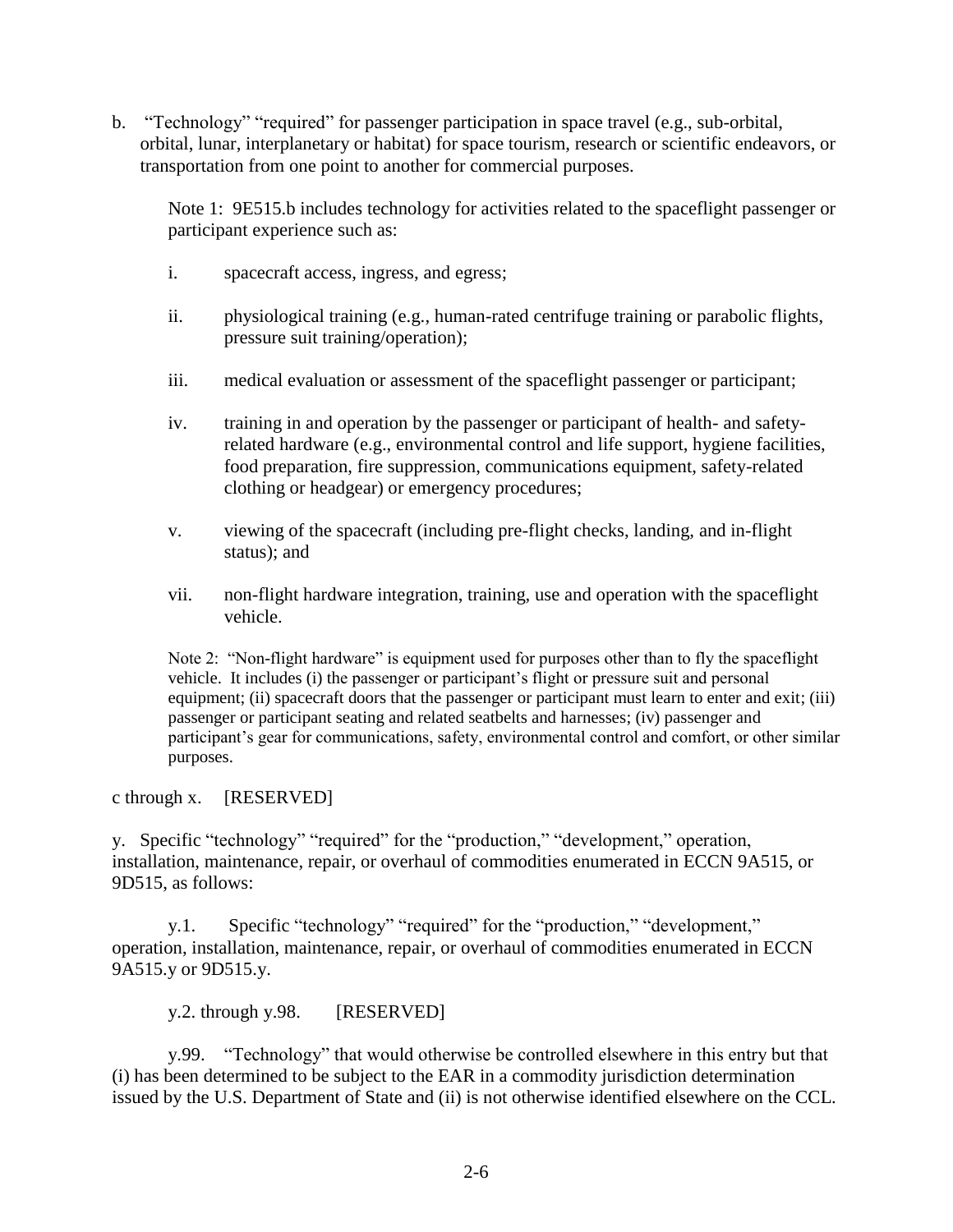b. "Technology" "required" for passenger participation in space travel (e.g., sub-orbital, orbital, lunar, interplanetary or habitat) for space tourism, research or scientific endeavors, or transportation from one point to another for commercial purposes.

Note 1: 9E515.b includes technology for activities related to the spaceflight passenger or participant experience such as:

i. spacecraft access, ingress, and egress;

ii. physiological training (e.g., human-rated centrifuge training or parabolic flights, pressure suit training/operation);

iii. medical evaluation or assessment of the spaceflight passenger or participant;

iv. training in and operation by the passenger or participant of health- and safety-related hardware (e.g., environmental control and life support, hygiene facilities, food preparation, fire suppression, communications equipment, safety-related clothing or headgear) or emergency procedures;

v. viewing of the spacecraft (including pre-flight checks, landing, and in-flight status); and

vii. non-flight hardware integration, training, use and operation with the spaceflight vehicle.

Note 2: "Non-flight hardware" is equipment used for purposes other than to fly the spaceflight vehicle. It includes (i) the passenger or participant's flight or pressure suit and personal equipment; (ii) spacecraft doors that the passenger or participant must learn to enter and exit; (iii) passenger or participant seating and related seatbelts and harnesses; (iv) passenger and participant's gear for communications, safety, environmental control and comfort, or other similar purposes.

c through x. [RESERVED]

y. Specific "technology" "required" for the "production," "development," operation, installation, maintenance, repair, or overhaul of commodities enumerated in ECCN 9A515, or 9D515, as follows:

y.1. Specific "technology" "required" for the "production," "development," operation, installation, maintenance, repair, or overhaul of commodities enumerated in ECCN 9A515.y or 9D515.y.

y.2. through y.98. [RESERVED]

y.99. "Technology" that would otherwise be controlled elsewhere in this entry but that (i) has been determined to be subject to the EAR in a commodity jurisdiction determination issued by the U.S. Department of State and (ii) is not otherwise identified elsewhere on the CCL.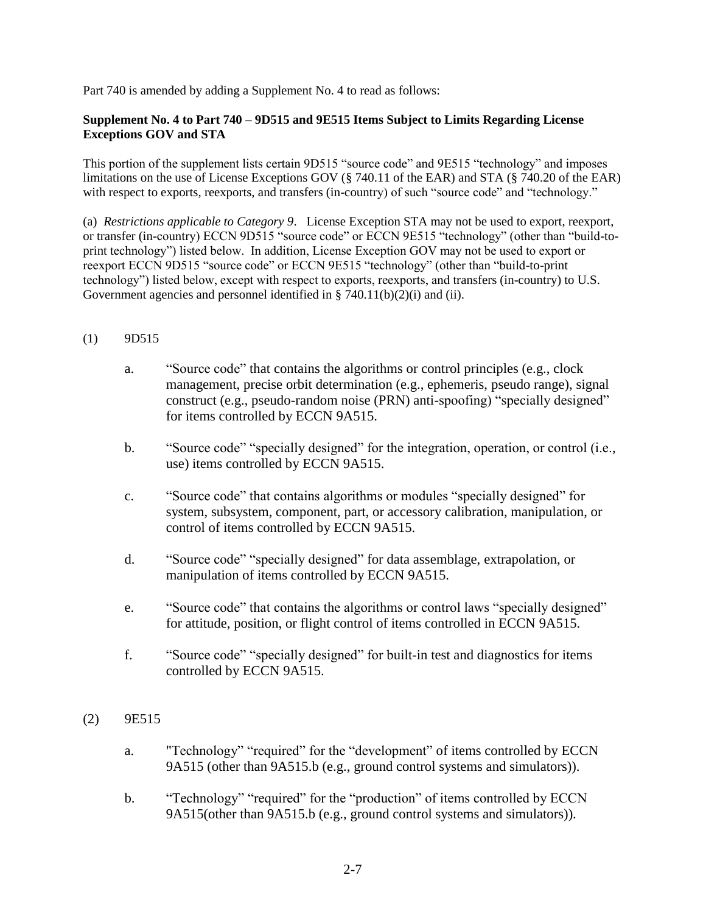Part 740 is amended by adding a Supplement No. 4 to read as follows:

**Supplement No. 4 to Part 740 – 9D515 and 9E515 Items Subject to Limits Regarding License Exceptions GOV and STA**

This portion of the supplement lists certain 9D515 "source code" and 9E515 "technology" and imposes limitations on the use of License Exceptions GOV (§ 740.11 of the EAR) and STA (§ 740.20 of the EAR) with respect to exports, reexports, and transfers (in-country) of such "source code" and "technology."

(a) *Restrictions applicable to Category 9*. License Exception STA may not be used to export, reexport, or transfer (in-country) ECCN 9D515 "source code" or ECCN 9E515 "technology" (other than "build-to-print technology") listed below. In addition, License Exception GOV may not be used to export or reexport ECCN 9D515 "source code" or ECCN 9E515 "technology" (other than "build-to-print technology") listed below, except with respect to exports, reexports, and transfers (in-country) to U.S. Government agencies and personnel identified in § 740.11(b)(2)(i) and (ii).

(1) 9D515

a. "Source code" that contains the algorithms or control principles (e.g., clock management, precise orbit determination (e.g., ephemeris, pseudo range), signal construct (e.g., pseudo-random noise (PRN) anti-spoofing) "specially designed" for items controlled by ECCN 9A515.

b. "Source code" "specially designed" for the integration, operation, or control (i.e., use) items controlled by ECCN 9A515.

c. "Source code" that contains algorithms or modules "specially designed" for system, subsystem, component, part, or accessory calibration, manipulation, or control of items controlled by ECCN 9A515.

d. "Source code" "specially designed" for data assemblage, extrapolation, or manipulation of items controlled by ECCN 9A515.

e. "Source code" that contains the algorithms or control laws "specially designed" for attitude, position, or flight control of items controlled in ECCN 9A515.

f. "Source code" "specially designed" for built-in test and diagnostics for items controlled by ECCN 9A515.

(2) 9E515

a. "Technology" "required" for the "development" of items controlled by ECCN 9A515 (other than 9A515.b (e.g., ground control systems and simulators)).

b. "Technology" "required" for the "production" of items controlled by ECCN 9A515(other than 9A515.b (e.g., ground control systems and simulators)).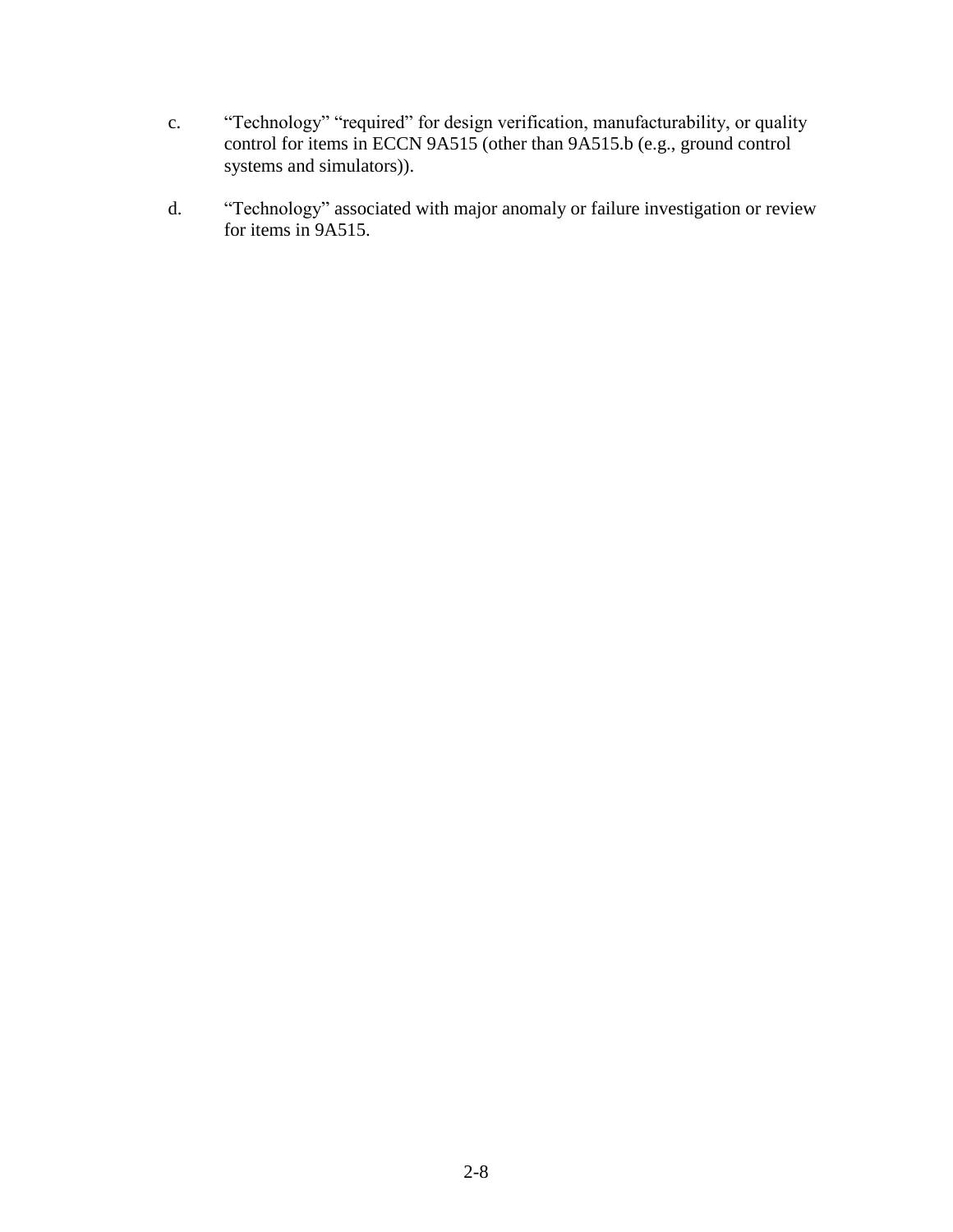c. "Technology" "required" for design verification, manufacturability, or quality control for items in ECCN 9A515 (other than 9A515.b (e.g., ground control systems and simulators)).

d. "Technology" associated with major anomaly or failure investigation or review for items in 9A515.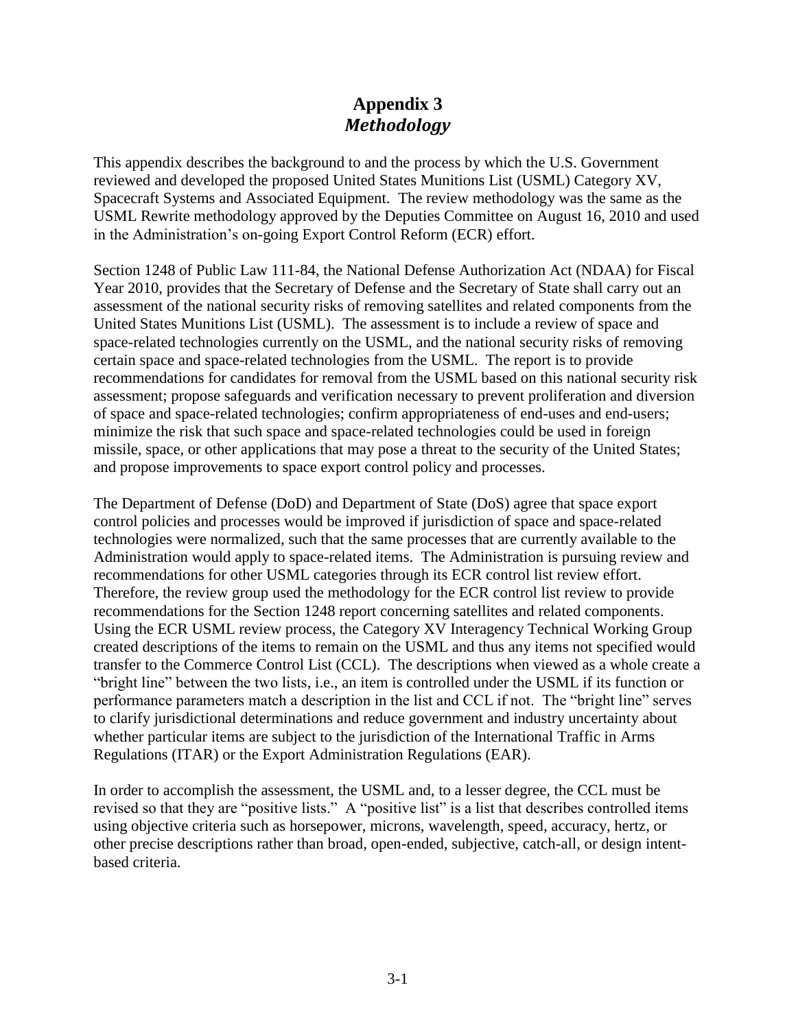# Appendix 3
## *Methodology*

This appendix describes the background to and the process by which the U.S. Government reviewed and developed the proposed United States Munitions List (USML) Category XV, Spacecraft Systems and Associated Equipment. The review methodology was the same as the USML Rewrite methodology approved by the Deputies Committee on August 16, 2010 and used in the Administration's on-going Export Control Reform (ECR) effort.

Section 1248 of Public Law 111-84, the National Defense Authorization Act (NDAA) for Fiscal Year 2010, provides that the Secretary of Defense and the Secretary of State shall carry out an assessment of the national security risks of removing satellites and related components from the United States Munitions List (USML). The assessment is to include a review of space and space-related technologies currently on the USML, and the national security risks of removing certain space and space-related technologies from the USML. The report is to provide recommendations for candidates for removal from the USML based on this national security risk assessment; propose safeguards and verification necessary to prevent proliferation and diversion of space and space-related technologies; confirm appropriateness of end-uses and end-users; minimize the risk that such space and space-related technologies could be used in foreign missile, space, or other applications that may pose a threat to the security of the United States; and propose improvements to space export control policy and processes.

The Department of Defense (DoD) and Department of State (DoS) agree that space export control policies and processes would be improved if jurisdiction of space and space-related technologies were normalized, such that the same processes that are currently available to the Administration would apply to space-related items. The Administration is pursuing review and recommendations for other USML categories through its ECR control list review effort. Therefore, the review group used the methodology for the ECR control list review to provide recommendations for the Section 1248 report concerning satellites and related components. Using the ECR USML review process, the Category XV Interagency Technical Working Group created descriptions of the items to remain on the USML and thus any items not specified would transfer to the Commerce Control List (CCL). The descriptions when viewed as a whole create a "bright line" between the two lists, i.e., an item is controlled under the USML if its function or performance parameters match a description in the list and CCL if not. The "bright line" serves to clarify jurisdictional determinations and reduce government and industry uncertainty about whether particular items are subject to the jurisdiction of the International Traffic in Arms Regulations (ITAR) or the Export Administration Regulations (EAR).

In order to accomplish the assessment, the USML and, to a lesser degree, the CCL must be revised so that they are "positive lists." A "positive list" is a list that describes controlled items using objective criteria such as horsepower, microns, wavelength, speed, accuracy, hertz, or other precise descriptions rather than broad, open-ended, subjective, catch-all, or design intent-based criteria.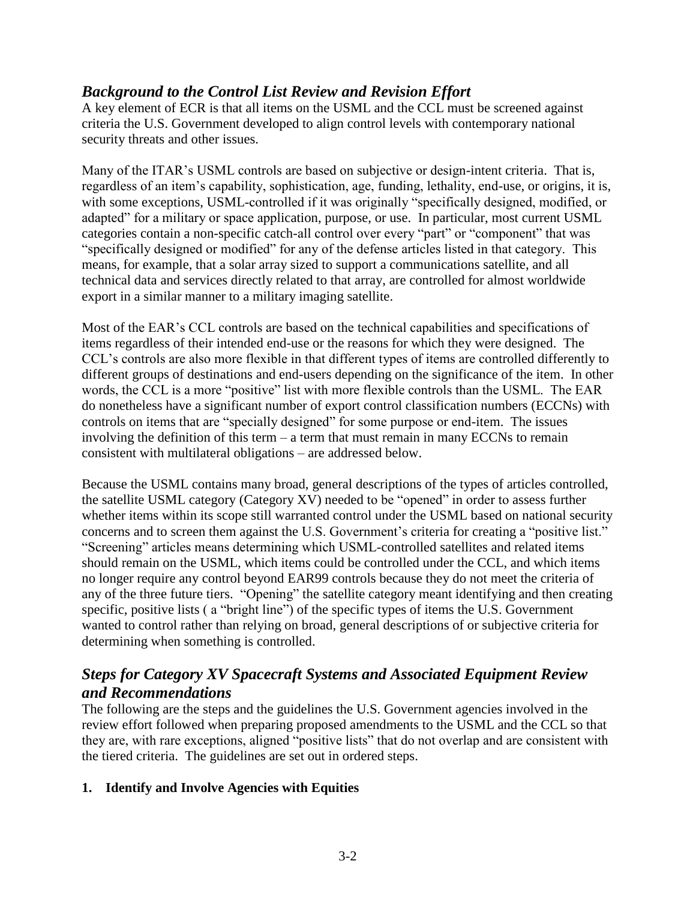## *Background to the Control List Review and Revision Effort*

A key element of ECR is that all items on the USML and the CCL must be screened against criteria the U.S. Government developed to align control levels with contemporary national security threats and other issues.

Many of the ITAR's USML controls are based on subjective or design-intent criteria. That is, regardless of an item's capability, sophistication, age, funding, lethality, end-use, or origins, it is, with some exceptions, USML-controlled if it was originally "specifically designed, modified, or adapted" for a military or space application, purpose, or use. In particular, most current USML categories contain a non-specific catch-all control over every "part" or "component" that was "specifically designed or modified" for any of the defense articles listed in that category. This means, for example, that a solar array sized to support a communications satellite, and all technical data and services directly related to that array, are controlled for almost worldwide export in a similar manner to a military imaging satellite.

Most of the EAR's CCL controls are based on the technical capabilities and specifications of items regardless of their intended end-use or the reasons for which they were designed. The CCL's controls are also more flexible in that different types of items are controlled differently to different groups of destinations and end-users depending on the significance of the item. In other words, the CCL is a more "positive" list with more flexible controls than the USML. The EAR do nonetheless have a significant number of export control classification numbers (ECCNs) with controls on items that are "specially designed" for some purpose or end-item. The issues involving the definition of this term – a term that must remain in many ECCNs to remain consistent with multilateral obligations – are addressed below.

Because the USML contains many broad, general descriptions of the types of articles controlled, the satellite USML category (Category XV) needed to be "opened" in order to assess further whether items within its scope still warranted control under the USML based on national security concerns and to screen them against the U.S. Government's criteria for creating a "positive list." "Screening" articles means determining which USML-controlled satellites and related items should remain on the USML, which items could be controlled under the CCL, and which items no longer require any control beyond EAR99 controls because they do not meet the criteria of any of the three future tiers. "Opening" the satellite category meant identifying and then creating specific, positive lists ( a "bright line") of the specific types of items the U.S. Government wanted to control rather than relying on broad, general descriptions of or subjective criteria for determining when something is controlled.

## *Steps for Category XV Spacecraft Systems and Associated Equipment Review and Recommendations*

The following are the steps and the guidelines the U.S. Government agencies involved in the review effort followed when preparing proposed amendments to the USML and the CCL so that they are, with rare exceptions, aligned "positive lists" that do not overlap and are consistent with the tiered criteria. The guidelines are set out in ordered steps.

**1. Identify and Involve Agencies with Equities**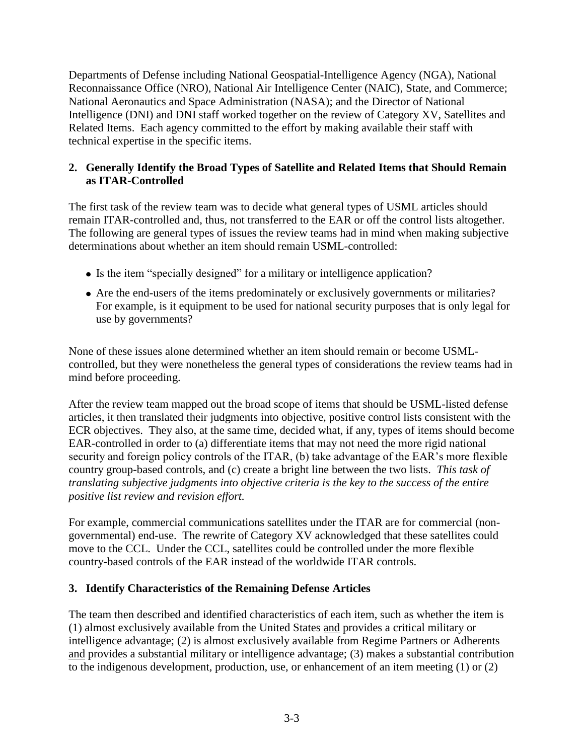Departments of Defense including National Geospatial-Intelligence Agency (NGA), National Reconnaissance Office (NRO), National Air Intelligence Center (NAIC), State, and Commerce; National Aeronautics and Space Administration (NASA); and the Director of National Intelligence (DNI) and DNI staff worked together on the review of Category XV, Satellites and Related Items. Each agency committed to the effort by making available their staff with technical expertise in the specific items.

**2. Generally Identify the Broad Types of Satellite and Related Items that Should Remain as ITAR-Controlled**

The first task of the review team was to decide what general types of USML articles should remain ITAR-controlled and, thus, not transferred to the EAR or off the control lists altogether. The following are general types of issues the review teams had in mind when making subjective determinations about whether an item should remain USML-controlled:

- Is the item "specially designed" for a military or intelligence application?
- Are the end-users of the items predominately or exclusively governments or militaries? For example, is it equipment to be used for national security purposes that is only legal for use by governments?

None of these issues alone determined whether an item should remain or become USML-controlled, but they were nonetheless the general types of considerations the review teams had in mind before proceeding.

After the review team mapped out the broad scope of items that should be USML-listed defense articles, it then translated their judgments into objective, positive control lists consistent with the ECR objectives. They also, at the same time, decided what, if any, types of items should become EAR-controlled in order to (a) differentiate items that may not need the more rigid national security and foreign policy controls of the ITAR, (b) take advantage of the EAR's more flexible country group-based controls, and (c) create a bright line between the two lists. *This task of translating subjective judgments into objective criteria is the key to the success of the entire positive list review and revision effort.*

For example, commercial communications satellites under the ITAR are for commercial (non-governmental) end-use. The rewrite of Category XV acknowledged that these satellites could move to the CCL. Under the CCL, satellites could be controlled under the more flexible country-based controls of the EAR instead of the worldwide ITAR controls.

**3. Identify Characteristics of the Remaining Defense Articles**

The team then described and identified characteristics of each item, such as whether the item is (1) almost exclusively available from the United States and provides a critical military or intelligence advantage; (2) is almost exclusively available from Regime Partners or Adherents and provides a substantial military or intelligence advantage; (3) makes a substantial contribution to the indigenous development, production, use, or enhancement of an item meeting (1) or (2)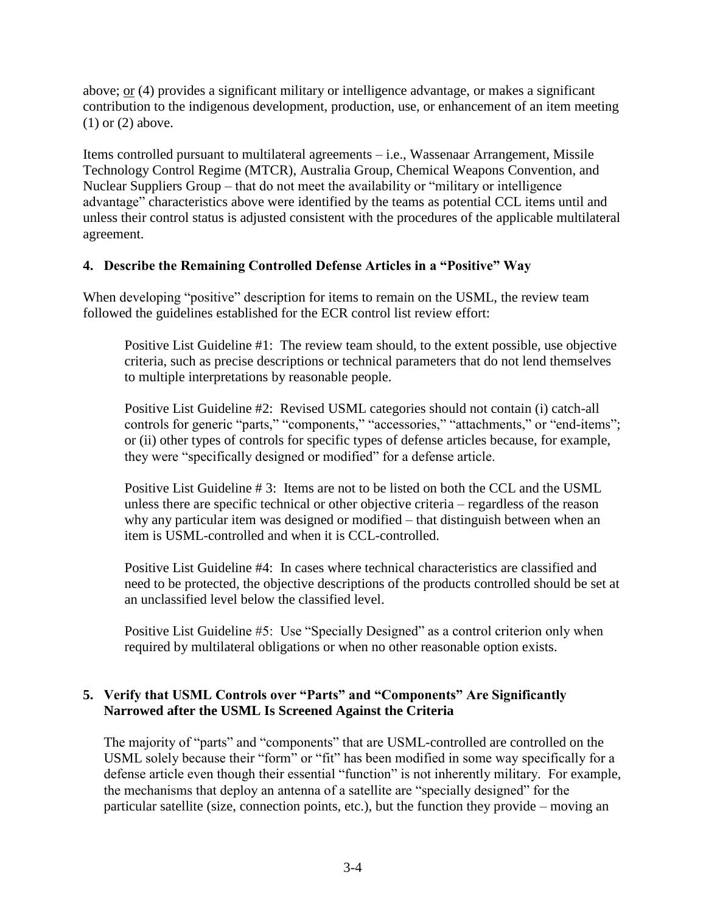above; <u>or</u> (4) provides a significant military or intelligence advantage, or makes a significant contribution to the indigenous development, production, use, or enhancement of an item meeting (1) or (2) above.

Items controlled pursuant to multilateral agreements – i.e., Wassenaar Arrangement, Missile Technology Control Regime (MTCR), Australia Group, Chemical Weapons Convention, and Nuclear Suppliers Group – that do not meet the availability or "military or intelligence advantage" characteristics above were identified by the teams as potential CCL items until and unless their control status is adjusted consistent with the procedures of the applicable multilateral agreement.

### 4. Describe the Remaining Controlled Defense Articles in a "Positive" Way

When developing "positive" description for items to remain on the USML, the review team followed the guidelines established for the ECR control list review effort:

> Positive List Guideline #1: The review team should, to the extent possible, use objective criteria, such as precise descriptions or technical parameters that do not lend themselves to multiple interpretations by reasonable people.
>
> Positive List Guideline #2: Revised USML categories should not contain (i) catch-all controls for generic "parts," "components," "accessories," "attachments," or "end-items"; or (ii) other types of controls for specific types of defense articles because, for example, they were "specifically designed or modified" for a defense article.
>
> Positive List Guideline # 3: Items are not to be listed on both the CCL and the USML unless there are specific technical or other objective criteria – regardless of the reason why any particular item was designed or modified – that distinguish between when an item is USML-controlled and when it is CCL-controlled.
>
> Positive List Guideline #4: In cases where technical characteristics are classified and need to be protected, the objective descriptions of the products controlled should be set at an unclassified level below the classified level.
>
> Positive List Guideline #5: Use "Specially Designed" as a control criterion only when required by multilateral obligations or when no other reasonable option exists.

### 5. Verify that USML Controls over "Parts" and "Components" Are Significantly Narrowed after the USML Is Screened Against the Criteria

The majority of "parts" and "components" that are USML-controlled are controlled on the USML solely because their "form" or "fit" has been modified in some way specifically for a defense article even though their essential "function" is not inherently military. For example, the mechanisms that deploy an antenna of a satellite are "specially designed" for the particular satellite (size, connection points, etc.), but the function they provide – moving an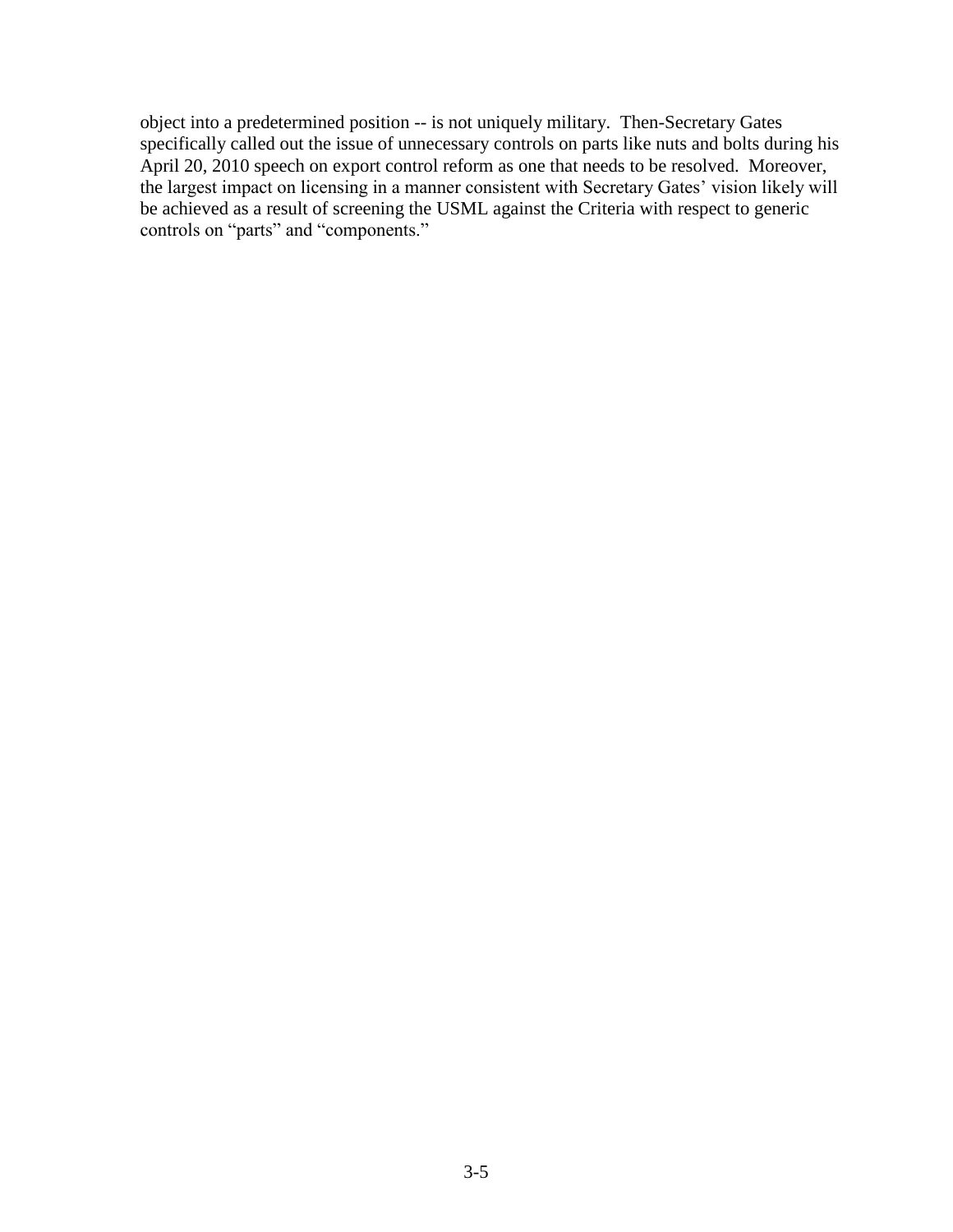object into a predetermined position -- is not uniquely military. Then-Secretary Gates specifically called out the issue of unnecessary controls on parts like nuts and bolts during his April 20, 2010 speech on export control reform as one that needs to be resolved. Moreover, the largest impact on licensing in a manner consistent with Secretary Gates' vision likely will be achieved as a result of screening the USML against the Criteria with respect to generic controls on "parts" and "components."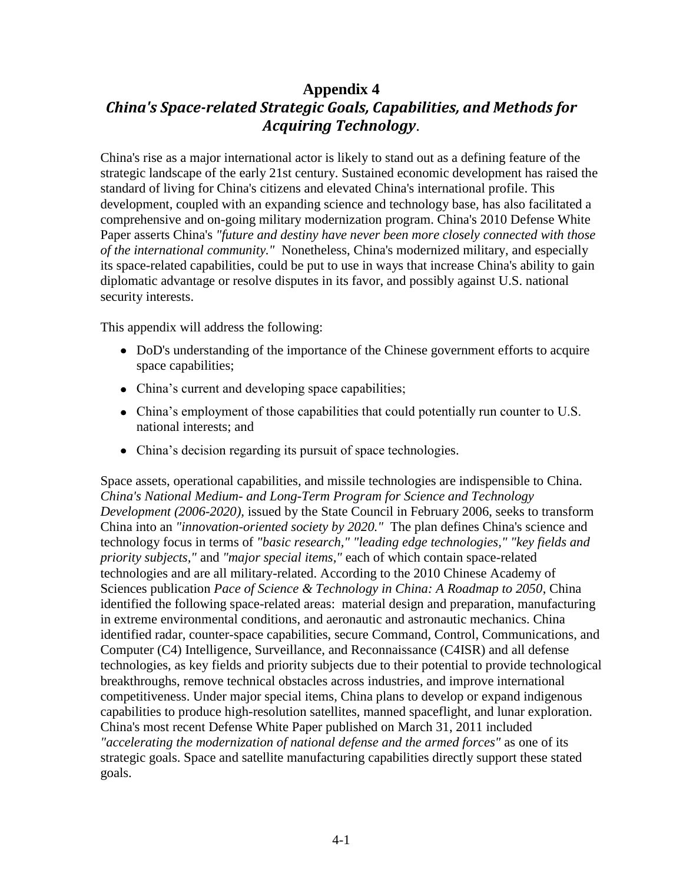# Appendix 4

## *China's Space-related Strategic Goals, Capabilities, and Methods for Acquiring Technology*.

China's rise as a major international actor is likely to stand out as a defining feature of the strategic landscape of the early 21st century. Sustained economic development has raised the standard of living for China's citizens and elevated China's international profile. This development, coupled with an expanding science and technology base, has also facilitated a comprehensive and on-going military modernization program. China's 2010 Defense White Paper asserts China's *"future and destiny have never been more closely connected with those of the international community."* Nonetheless, China's modernized military, and especially its space-related capabilities, could be put to use in ways that increase China's ability to gain diplomatic advantage or resolve disputes in its favor, and possibly against U.S. national security interests.

This appendix will address the following:

- DoD's understanding of the importance of the Chinese government efforts to acquire space capabilities;
- China's current and developing space capabilities;
- China's employment of those capabilities that could potentially run counter to U.S. national interests; and
- China's decision regarding its pursuit of space technologies.

Space assets, operational capabilities, and missile technologies are indispensible to China. *China's National Medium- and Long-Term Program for Science and Technology Development (2006-2020),* issued by the State Council in February 2006, seeks to transform China into an *"innovation-oriented society by 2020."* The plan defines China's science and technology focus in terms of *"basic research," "leading edge technologies," "key fields and priority subjects,"* and *"major special items,"* each of which contain space-related technologies and are all military-related. According to the 2010 Chinese Academy of Sciences publication *Pace of Science & Technology in China: A Roadmap to 2050*, China identified the following space-related areas: material design and preparation, manufacturing in extreme environmental conditions, and aeronautic and astronautic mechanics. China identified radar, counter-space capabilities, secure Command, Control, Communications, and Computer (C4) Intelligence, Surveillance, and Reconnaissance (C4ISR) and all defense technologies, as key fields and priority subjects due to their potential to provide technological breakthroughs, remove technical obstacles across industries, and improve international competitiveness. Under major special items, China plans to develop or expand indigenous capabilities to produce high-resolution satellites, manned spaceflight, and lunar exploration. China's most recent Defense White Paper published on March 31, 2011 included *"accelerating the modernization of national defense and the armed forces"* as one of its strategic goals. Space and satellite manufacturing capabilities directly support these stated goals.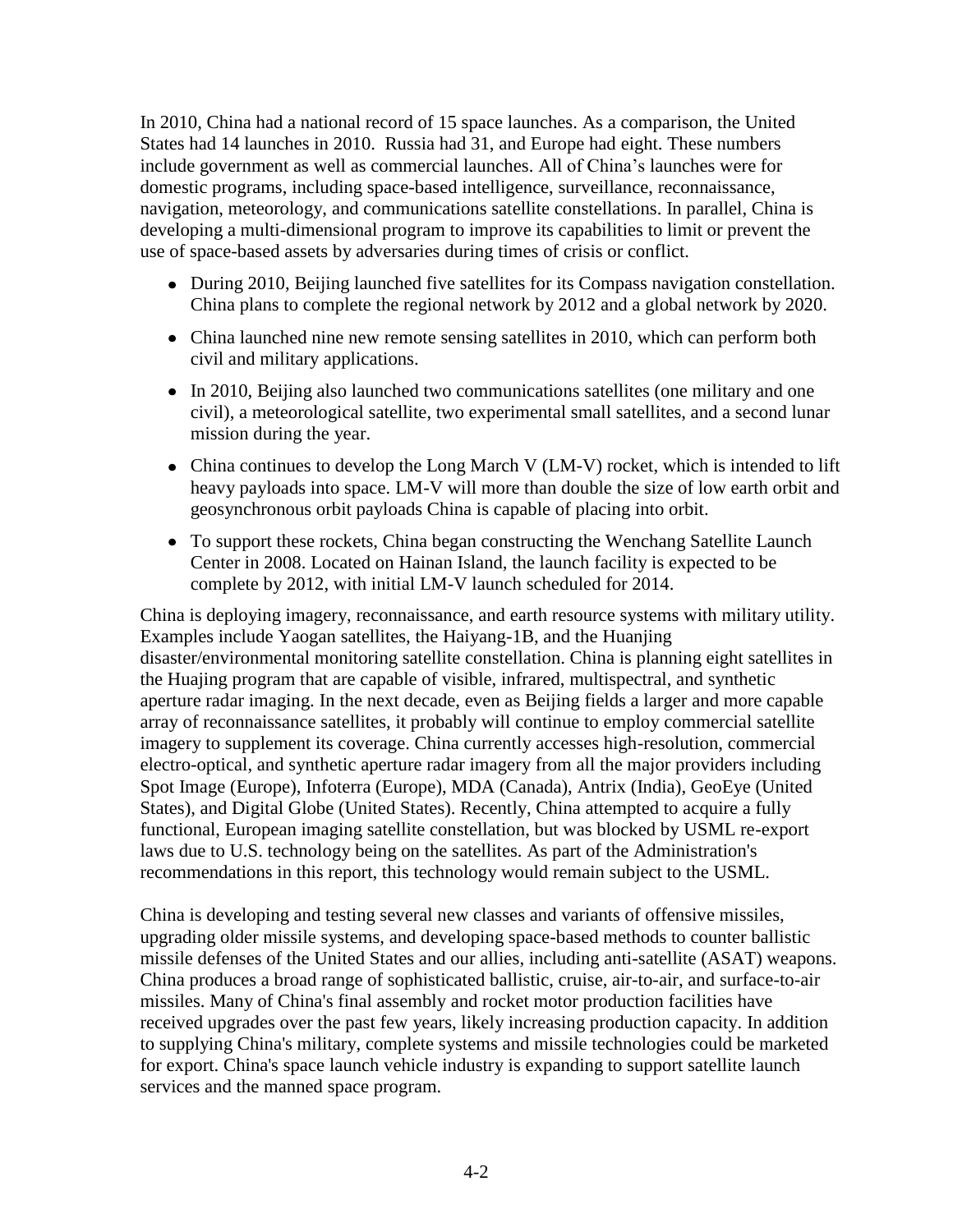In 2010, China had a national record of 15 space launches. As a comparison, the United States had 14 launches in 2010. Russia had 31, and Europe had eight. These numbers include government as well as commercial launches. All of China's launches were for domestic programs, including space-based intelligence, surveillance, reconnaissance, navigation, meteorology, and communications satellite constellations. In parallel, China is developing a multi-dimensional program to improve its capabilities to limit or prevent the use of space-based assets by adversaries during times of crisis or conflict.

- During 2010, Beijing launched five satellites for its Compass navigation constellation. China plans to complete the regional network by 2012 and a global network by 2020.
- China launched nine new remote sensing satellites in 2010, which can perform both civil and military applications.
- In 2010, Beijing also launched two communications satellites (one military and one civil), a meteorological satellite, two experimental small satellites, and a second lunar mission during the year.
- China continues to develop the Long March V (LM-V) rocket, which is intended to lift heavy payloads into space. LM-V will more than double the size of low earth orbit and geosynchronous orbit payloads China is capable of placing into orbit.
- To support these rockets, China began constructing the Wenchang Satellite Launch Center in 2008. Located on Hainan Island, the launch facility is expected to be complete by 2012, with initial LM-V launch scheduled for 2014.

China is deploying imagery, reconnaissance, and earth resource systems with military utility. Examples include Yaogan satellites, the Haiyang-1B, and the Huanjing disaster/environmental monitoring satellite constellation. China is planning eight satellites in the Huajing program that are capable of visible, infrared, multispectral, and synthetic aperture radar imaging. In the next decade, even as Beijing fields a larger and more capable array of reconnaissance satellites, it probably will continue to employ commercial satellite imagery to supplement its coverage. China currently accesses high-resolution, commercial electro-optical, and synthetic aperture radar imagery from all the major providers including Spot Image (Europe), Infoterra (Europe), MDA (Canada), Antrix (India), GeoEye (United States), and Digital Globe (United States). Recently, China attempted to acquire a fully functional, European imaging satellite constellation, but was blocked by USML re-export laws due to U.S. technology being on the satellites. As part of the Administration's recommendations in this report, this technology would remain subject to the USML.

China is developing and testing several new classes and variants of offensive missiles, upgrading older missile systems, and developing space-based methods to counter ballistic missile defenses of the United States and our allies, including anti-satellite (ASAT) weapons. China produces a broad range of sophisticated ballistic, cruise, air-to-air, and surface-to-air missiles. Many of China's final assembly and rocket motor production facilities have received upgrades over the past few years, likely increasing production capacity. In addition to supplying China's military, complete systems and missile technologies could be marketed for export. China's space launch vehicle industry is expanding to support satellite launch services and the manned space program.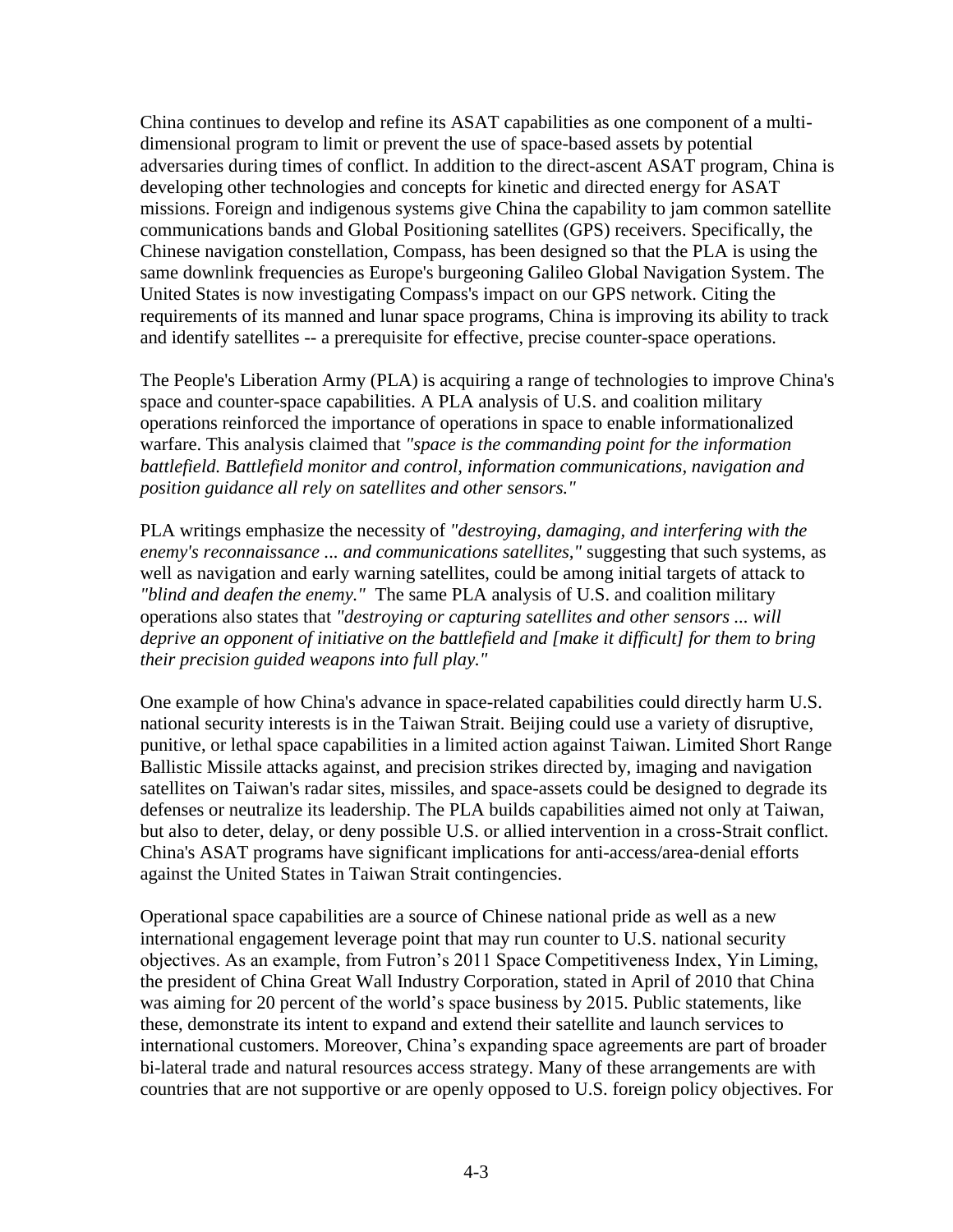China continues to develop and refine its ASAT capabilities as one component of a multi-dimensional program to limit or prevent the use of space-based assets by potential adversaries during times of conflict. In addition to the direct-ascent ASAT program, China is developing other technologies and concepts for kinetic and directed energy for ASAT missions. Foreign and indigenous systems give China the capability to jam common satellite communications bands and Global Positioning satellites (GPS) receivers. Specifically, the Chinese navigation constellation, Compass, has been designed so that the PLA is using the same downlink frequencies as Europe's burgeoning Galileo Global Navigation System. The United States is now investigating Compass's impact on our GPS network. Citing the requirements of its manned and lunar space programs, China is improving its ability to track and identify satellites -- a prerequisite for effective, precise counter-space operations.

The People's Liberation Army (PLA) is acquiring a range of technologies to improve China's space and counter-space capabilities. A PLA analysis of U.S. and coalition military operations reinforced the importance of operations in space to enable informationalized warfare. This analysis claimed that *"space is the commanding point for the information battlefield. Battlefield monitor and control, information communications, navigation and position guidance all rely on satellites and other sensors."*

PLA writings emphasize the necessity of *"destroying, damaging, and interfering with the enemy's reconnaissance ... and communications satellites,"* suggesting that such systems, as well as navigation and early warning satellites, could be among initial targets of attack to *"blind and deafen the enemy."* The same PLA analysis of U.S. and coalition military operations also states that *"destroying or capturing satellites and other sensors ... will deprive an opponent of initiative on the battlefield and [make it difficult] for them to bring their precision guided weapons into full play."*

One example of how China's advance in space-related capabilities could directly harm U.S. national security interests is in the Taiwan Strait. Beijing could use a variety of disruptive, punitive, or lethal space capabilities in a limited action against Taiwan. Limited Short Range Ballistic Missile attacks against, and precision strikes directed by, imaging and navigation satellites on Taiwan's radar sites, missiles, and space-assets could be designed to degrade its defenses or neutralize its leadership. The PLA builds capabilities aimed not only at Taiwan, but also to deter, delay, or deny possible U.S. or allied intervention in a cross-Strait conflict. China's ASAT programs have significant implications for anti-access/area-denial efforts against the United States in Taiwan Strait contingencies.

Operational space capabilities are a source of Chinese national pride as well as a new international engagement leverage point that may run counter to U.S. national security objectives. As an example, from Futron's 2011 Space Competitiveness Index, Yin Liming, the president of China Great Wall Industry Corporation, stated in April of 2010 that China was aiming for 20 percent of the world's space business by 2015. Public statements, like these, demonstrate its intent to expand and extend their satellite and launch services to international customers. Moreover, China's expanding space agreements are part of broader bi-lateral trade and natural resources access strategy. Many of these arrangements are with countries that are not supportive or are openly opposed to U.S. foreign policy objectives. For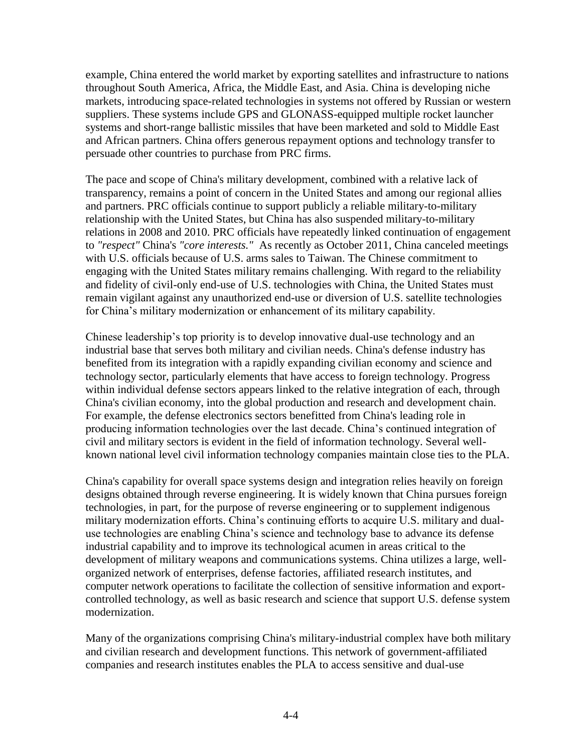example, China entered the world market by exporting satellites and infrastructure to nations throughout South America, Africa, the Middle East, and Asia. China is developing niche markets, introducing space-related technologies in systems not offered by Russian or western suppliers. These systems include GPS and GLONASS-equipped multiple rocket launcher systems and short-range ballistic missiles that have been marketed and sold to Middle East and African partners. China offers generous repayment options and technology transfer to persuade other countries to purchase from PRC firms.

The pace and scope of China's military development, combined with a relative lack of transparency, remains a point of concern in the United States and among our regional allies and partners. PRC officials continue to support publicly a reliable military-to-military relationship with the United States, but China has also suspended military-to-military relations in 2008 and 2010. PRC officials have repeatedly linked continuation of engagement to *"respect"* China's *"core interests."* As recently as October 2011, China canceled meetings with U.S. officials because of U.S. arms sales to Taiwan. The Chinese commitment to engaging with the United States military remains challenging. With regard to the reliability and fidelity of civil-only end-use of U.S. technologies with China, the United States must remain vigilant against any unauthorized end-use or diversion of U.S. satellite technologies for China's military modernization or enhancement of its military capability.

Chinese leadership's top priority is to develop innovative dual-use technology and an industrial base that serves both military and civilian needs. China's defense industry has benefited from its integration with a rapidly expanding civilian economy and science and technology sector, particularly elements that have access to foreign technology. Progress within individual defense sectors appears linked to the relative integration of each, through China's civilian economy, into the global production and research and development chain. For example, the defense electronics sectors benefitted from China's leading role in producing information technologies over the last decade. China's continued integration of civil and military sectors is evident in the field of information technology. Several well-known national level civil information technology companies maintain close ties to the PLA.

China's capability for overall space systems design and integration relies heavily on foreign designs obtained through reverse engineering. It is widely known that China pursues foreign technologies, in part, for the purpose of reverse engineering or to supplement indigenous military modernization efforts. China's continuing efforts to acquire U.S. military and dual-use technologies are enabling China's science and technology base to advance its defense industrial capability and to improve its technological acumen in areas critical to the development of military weapons and communications systems. China utilizes a large, well-organized network of enterprises, defense factories, affiliated research institutes, and computer network operations to facilitate the collection of sensitive information and export-controlled technology, as well as basic research and science that support U.S. defense system modernization.

Many of the organizations comprising China's military-industrial complex have both military and civilian research and development functions. This network of government-affiliated companies and research institutes enables the PLA to access sensitive and dual-use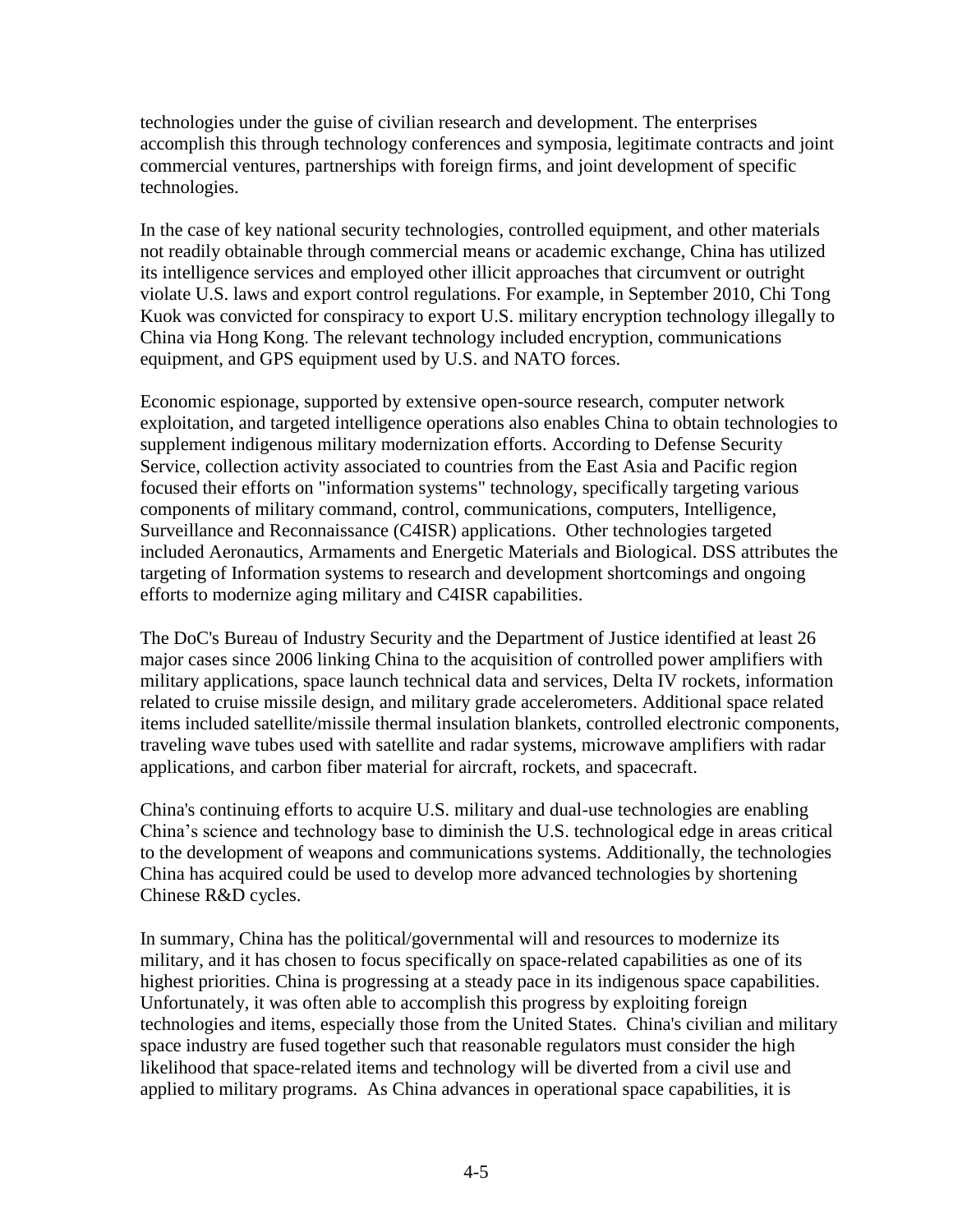technologies under the guise of civilian research and development. The enterprises accomplish this through technology conferences and symposia, legitimate contracts and joint commercial ventures, partnerships with foreign firms, and joint development of specific technologies.

In the case of key national security technologies, controlled equipment, and other materials not readily obtainable through commercial means or academic exchange, China has utilized its intelligence services and employed other illicit approaches that circumvent or outright violate U.S. laws and export control regulations. For example, in September 2010, Chi Tong Kuok was convicted for conspiracy to export U.S. military encryption technology illegally to China via Hong Kong. The relevant technology included encryption, communications equipment, and GPS equipment used by U.S. and NATO forces.

Economic espionage, supported by extensive open-source research, computer network exploitation, and targeted intelligence operations also enables China to obtain technologies to supplement indigenous military modernization efforts. According to Defense Security Service, collection activity associated to countries from the East Asia and Pacific region focused their efforts on "information systems" technology, specifically targeting various components of military command, control, communications, computers, Intelligence, Surveillance and Reconnaissance (C4ISR) applications. Other technologies targeted included Aeronautics, Armaments and Energetic Materials and Biological. DSS attributes the targeting of Information systems to research and development shortcomings and ongoing efforts to modernize aging military and C4ISR capabilities.

The DoC's Bureau of Industry Security and the Department of Justice identified at least 26 major cases since 2006 linking China to the acquisition of controlled power amplifiers with military applications, space launch technical data and services, Delta IV rockets, information related to cruise missile design, and military grade accelerometers. Additional space related items included satellite/missile thermal insulation blankets, controlled electronic components, traveling wave tubes used with satellite and radar systems, microwave amplifiers with radar applications, and carbon fiber material for aircraft, rockets, and spacecraft.

China's continuing efforts to acquire U.S. military and dual-use technologies are enabling China's science and technology base to diminish the U.S. technological edge in areas critical to the development of weapons and communications systems. Additionally, the technologies China has acquired could be used to develop more advanced technologies by shortening Chinese R&D cycles.

In summary, China has the political/governmental will and resources to modernize its military, and it has chosen to focus specifically on space-related capabilities as one of its highest priorities. China is progressing at a steady pace in its indigenous space capabilities. Unfortunately, it was often able to accomplish this progress by exploiting foreign technologies and items, especially those from the United States. China's civilian and military space industry are fused together such that reasonable regulators must consider the high likelihood that space-related items and technology will be diverted from a civil use and applied to military programs. As China advances in operational space capabilities, it is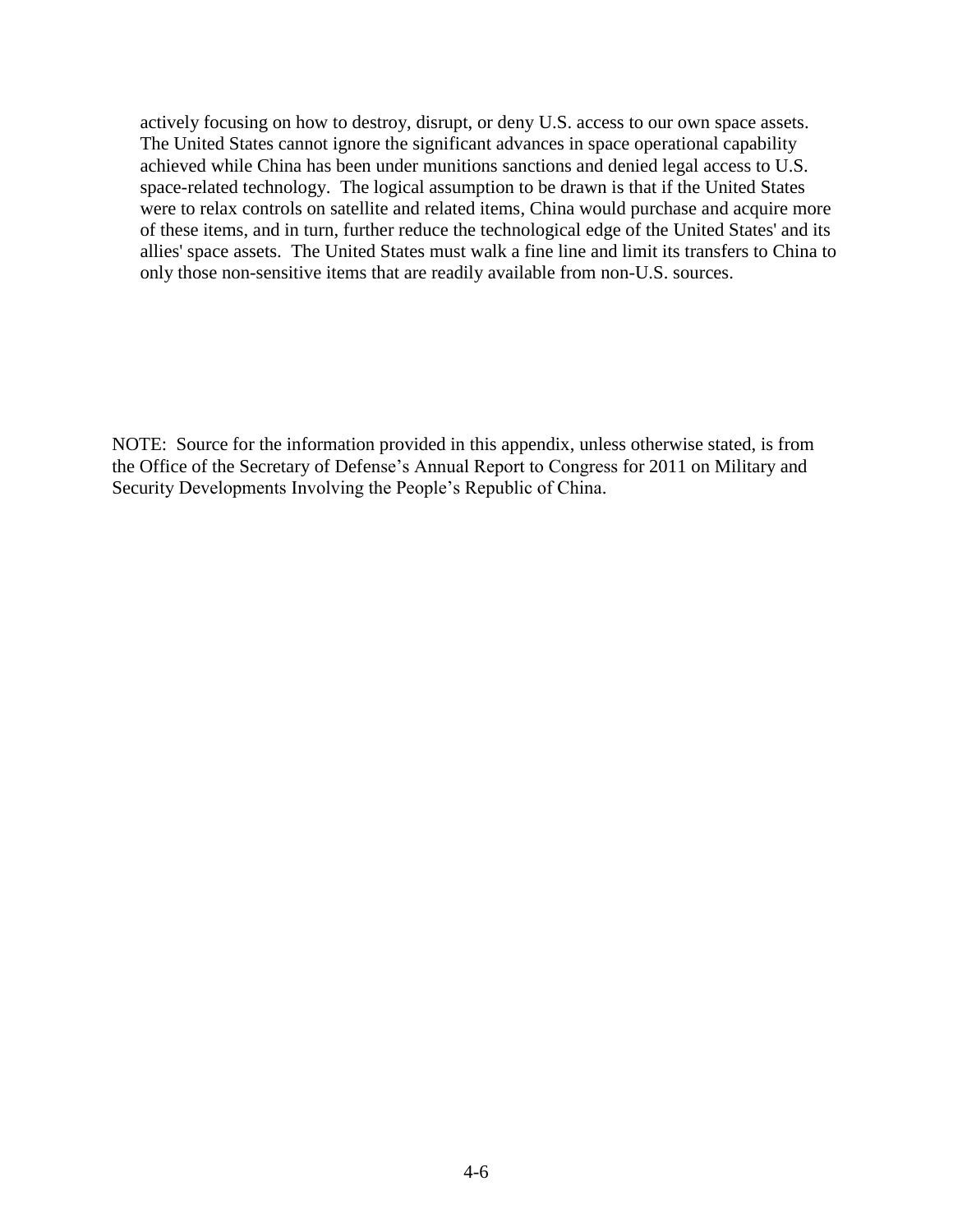actively focusing on how to destroy, disrupt, or deny U.S. access to our own space assets. The United States cannot ignore the significant advances in space operational capability achieved while China has been under munitions sanctions and denied legal access to U.S. space-related technology. The logical assumption to be drawn is that if the United States were to relax controls on satellite and related items, China would purchase and acquire more of these items, and in turn, further reduce the technological edge of the United States' and its allies' space assets. The United States must walk a fine line and limit its transfers to China to only those non-sensitive items that are readily available from non-U.S. sources.

NOTE: Source for the information provided in this appendix, unless otherwise stated, is from the Office of the Secretary of Defense's Annual Report to Congress for 2011 on Military and Security Developments Involving the People's Republic of China.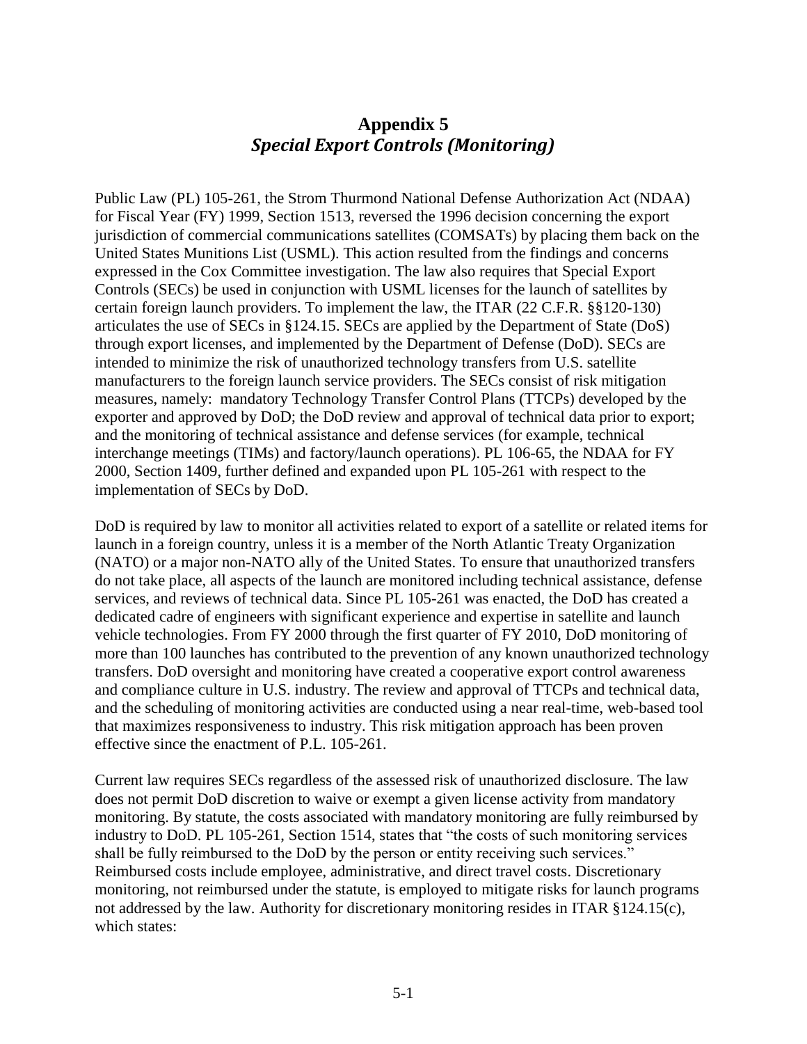# Appendix 5
## *Special Export Controls (Monitoring)*

Public Law (PL) 105-261, the Strom Thurmond National Defense Authorization Act (NDAA) for Fiscal Year (FY) 1999, Section 1513, reversed the 1996 decision concerning the export jurisdiction of commercial communications satellites (COMSATs) by placing them back on the United States Munitions List (USML). This action resulted from the findings and concerns expressed in the Cox Committee investigation. The law also requires that Special Export Controls (SECs) be used in conjunction with USML licenses for the launch of satellites by certain foreign launch providers. To implement the law, the ITAR (22 C.F.R. §§120-130) articulates the use of SECs in §124.15. SECs are applied by the Department of State (DoS) through export licenses, and implemented by the Department of Defense (DoD). SECs are intended to minimize the risk of unauthorized technology transfers from U.S. satellite manufacturers to the foreign launch service providers. The SECs consist of risk mitigation measures, namely: mandatory Technology Transfer Control Plans (TTCPs) developed by the exporter and approved by DoD; the DoD review and approval of technical data prior to export; and the monitoring of technical assistance and defense services (for example, technical interchange meetings (TIMs) and factory/launch operations). PL 106-65, the NDAA for FY 2000, Section 1409, further defined and expanded upon PL 105-261 with respect to the implementation of SECs by DoD.

DoD is required by law to monitor all activities related to export of a satellite or related items for launch in a foreign country, unless it is a member of the North Atlantic Treaty Organization (NATO) or a major non-NATO ally of the United States. To ensure that unauthorized transfers do not take place, all aspects of the launch are monitored including technical assistance, defense services, and reviews of technical data. Since PL 105-261 was enacted, the DoD has created a dedicated cadre of engineers with significant experience and expertise in satellite and launch vehicle technologies. From FY 2000 through the first quarter of FY 2010, DoD monitoring of more than 100 launches has contributed to the prevention of any known unauthorized technology transfers. DoD oversight and monitoring have created a cooperative export control awareness and compliance culture in U.S. industry. The review and approval of TTCPs and technical data, and the scheduling of monitoring activities are conducted using a near real-time, web-based tool that maximizes responsiveness to industry. This risk mitigation approach has been proven effective since the enactment of P.L. 105-261.

Current law requires SECs regardless of the assessed risk of unauthorized disclosure. The law does not permit DoD discretion to waive or exempt a given license activity from mandatory monitoring. By statute, the costs associated with mandatory monitoring are fully reimbursed by industry to DoD. PL 105-261, Section 1514, states that "the costs of such monitoring services shall be fully reimbursed to the DoD by the person or entity receiving such services." Reimbursed costs include employee, administrative, and direct travel costs. Discretionary monitoring, not reimbursed under the statute, is employed to mitigate risks for launch programs not addressed by the law. Authority for discretionary monitoring resides in ITAR §124.15(c), which states: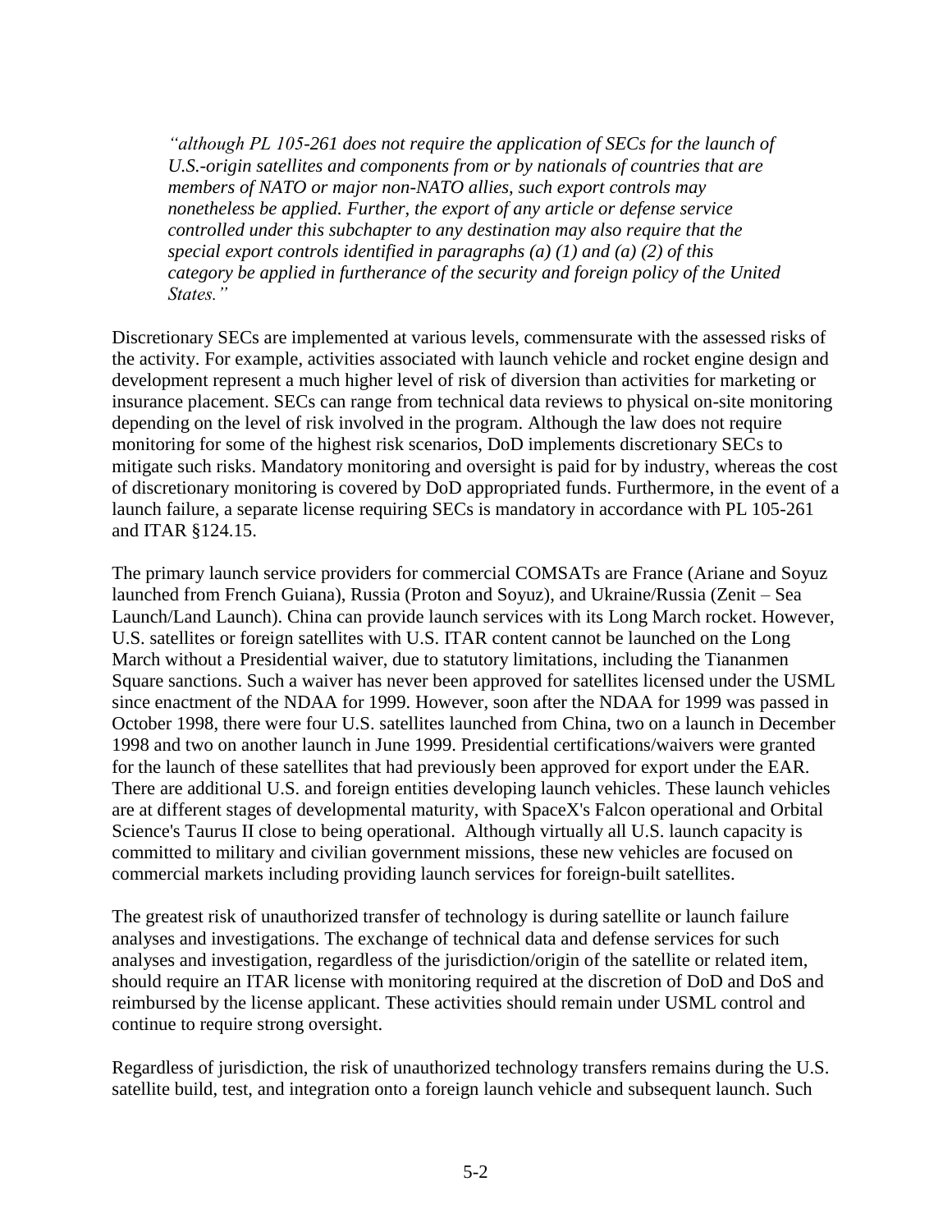*"although PL 105-261 does not require the application of SECs for the launch of U.S.-origin satellites and components from or by nationals of countries that are members of NATO or major non-NATO allies, such export controls may nonetheless be applied. Further, the export of any article or defense service controlled under this subchapter to any destination may also require that the special export controls identified in paragraphs (a) (1) and (a) (2) of this category be applied in furtherance of the security and foreign policy of the United States."*

Discretionary SECs are implemented at various levels, commensurate with the assessed risks of the activity. For example, activities associated with launch vehicle and rocket engine design and development represent a much higher level of risk of diversion than activities for marketing or insurance placement. SECs can range from technical data reviews to physical on-site monitoring depending on the level of risk involved in the program. Although the law does not require monitoring for some of the highest risk scenarios, DoD implements discretionary SECs to mitigate such risks. Mandatory monitoring and oversight is paid for by industry, whereas the cost of discretionary monitoring is covered by DoD appropriated funds. Furthermore, in the event of a launch failure, a separate license requiring SECs is mandatory in accordance with PL 105-261 and ITAR §124.15.

The primary launch service providers for commercial COMSATs are France (Ariane and Soyuz launched from French Guiana), Russia (Proton and Soyuz), and Ukraine/Russia (Zenit – Sea Launch/Land Launch). China can provide launch services with its Long March rocket. However, U.S. satellites or foreign satellites with U.S. ITAR content cannot be launched on the Long March without a Presidential waiver, due to statutory limitations, including the Tiananmen Square sanctions. Such a waiver has never been approved for satellites licensed under the USML since enactment of the NDAA for 1999. However, soon after the NDAA for 1999 was passed in October 1998, there were four U.S. satellites launched from China, two on a launch in December 1998 and two on another launch in June 1999. Presidential certifications/waivers were granted for the launch of these satellites that had previously been approved for export under the EAR. There are additional U.S. and foreign entities developing launch vehicles. These launch vehicles are at different stages of developmental maturity, with SpaceX's Falcon operational and Orbital Science's Taurus II close to being operational. Although virtually all U.S. launch capacity is committed to military and civilian government missions, these new vehicles are focused on commercial markets including providing launch services for foreign-built satellites.

The greatest risk of unauthorized transfer of technology is during satellite or launch failure analyses and investigations. The exchange of technical data and defense services for such analyses and investigation, regardless of the jurisdiction/origin of the satellite or related item, should require an ITAR license with monitoring required at the discretion of DoD and DoS and reimbursed by the license applicant. These activities should remain under USML control and continue to require strong oversight.

Regardless of jurisdiction, the risk of unauthorized technology transfers remains during the U.S. satellite build, test, and integration onto a foreign launch vehicle and subsequent launch. Such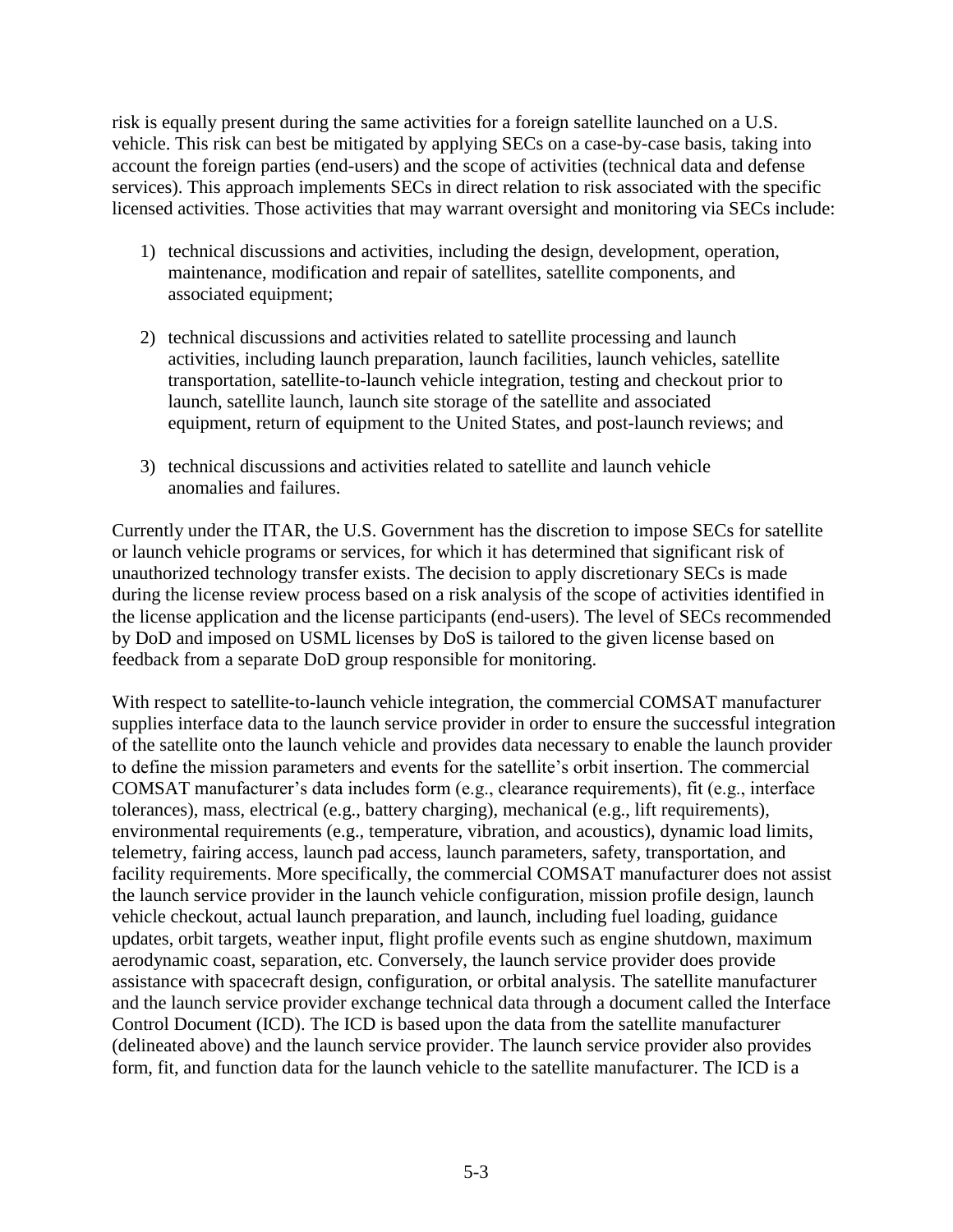risk is equally present during the same activities for a foreign satellite launched on a U.S. vehicle. This risk can best be mitigated by applying SECs on a case-by-case basis, taking into account the foreign parties (end-users) and the scope of activities (technical data and defense services). This approach implements SECs in direct relation to risk associated with the specific licensed activities. Those activities that may warrant oversight and monitoring via SECs include:

1) technical discussions and activities, including the design, development, operation, maintenance, modification and repair of satellites, satellite components, and associated equipment;

2) technical discussions and activities related to satellite processing and launch activities, including launch preparation, launch facilities, launch vehicles, satellite transportation, satellite-to-launch vehicle integration, testing and checkout prior to launch, satellite launch, launch site storage of the satellite and associated equipment, return of equipment to the United States, and post-launch reviews; and

3) technical discussions and activities related to satellite and launch vehicle anomalies and failures.

Currently under the ITAR, the U.S. Government has the discretion to impose SECs for satellite or launch vehicle programs or services, for which it has determined that significant risk of unauthorized technology transfer exists. The decision to apply discretionary SECs is made during the license review process based on a risk analysis of the scope of activities identified in the license application and the license participants (end-users). The level of SECs recommended by DoD and imposed on USML licenses by DoS is tailored to the given license based on feedback from a separate DoD group responsible for monitoring.

With respect to satellite-to-launch vehicle integration, the commercial COMSAT manufacturer supplies interface data to the launch service provider in order to ensure the successful integration of the satellite onto the launch vehicle and provides data necessary to enable the launch provider to define the mission parameters and events for the satellite's orbit insertion. The commercial COMSAT manufacturer's data includes form (e.g., clearance requirements), fit (e.g., interface tolerances), mass, electrical (e.g., battery charging), mechanical (e.g., lift requirements), environmental requirements (e.g., temperature, vibration, and acoustics), dynamic load limits, telemetry, fairing access, launch pad access, launch parameters, safety, transportation, and facility requirements. More specifically, the commercial COMSAT manufacturer does not assist the launch service provider in the launch vehicle configuration, mission profile design, launch vehicle checkout, actual launch preparation, and launch, including fuel loading, guidance updates, orbit targets, weather input, flight profile events such as engine shutdown, maximum aerodynamic coast, separation, etc. Conversely, the launch service provider does provide assistance with spacecraft design, configuration, or orbital analysis. The satellite manufacturer and the launch service provider exchange technical data through a document called the Interface Control Document (ICD). The ICD is based upon the data from the satellite manufacturer (delineated above) and the launch service provider. The launch service provider also provides form, fit, and function data for the launch vehicle to the satellite manufacturer. The ICD is a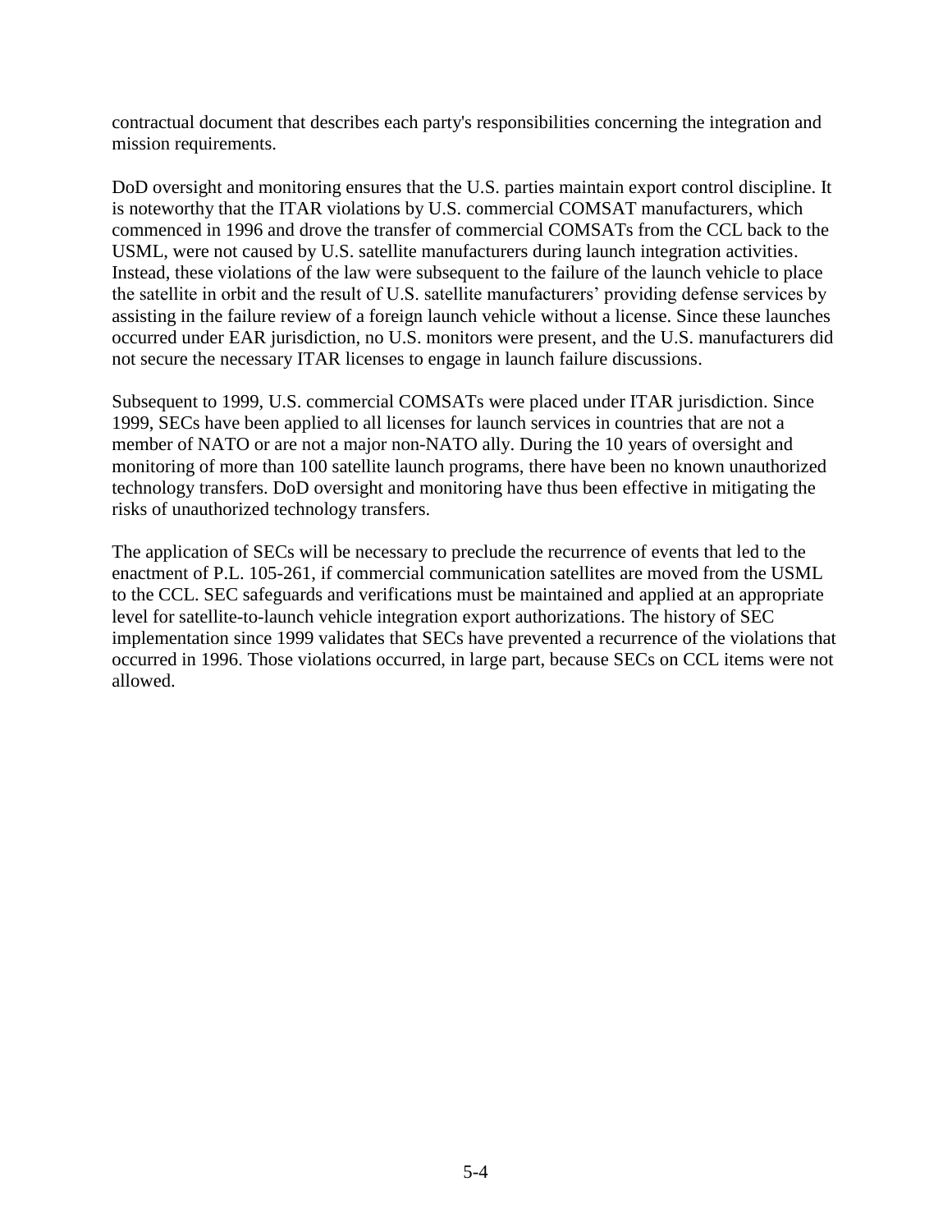contractual document that describes each party's responsibilities concerning the integration and mission requirements.

DoD oversight and monitoring ensures that the U.S. parties maintain export control discipline. It is noteworthy that the ITAR violations by U.S. commercial COMSAT manufacturers, which commenced in 1996 and drove the transfer of commercial COMSATs from the CCL back to the USML, were not caused by U.S. satellite manufacturers during launch integration activities. Instead, these violations of the law were subsequent to the failure of the launch vehicle to place the satellite in orbit and the result of U.S. satellite manufacturers' providing defense services by assisting in the failure review of a foreign launch vehicle without a license. Since these launches occurred under EAR jurisdiction, no U.S. monitors were present, and the U.S. manufacturers did not secure the necessary ITAR licenses to engage in launch failure discussions.

Subsequent to 1999, U.S. commercial COMSATs were placed under ITAR jurisdiction. Since 1999, SECs have been applied to all licenses for launch services in countries that are not a member of NATO or are not a major non-NATO ally. During the 10 years of oversight and monitoring of more than 100 satellite launch programs, there have been no known unauthorized technology transfers. DoD oversight and monitoring have thus been effective in mitigating the risks of unauthorized technology transfers.

The application of SECs will be necessary to preclude the recurrence of events that led to the enactment of P.L. 105-261, if commercial communication satellites are moved from the USML to the CCL. SEC safeguards and verifications must be maintained and applied at an appropriate level for satellite-to-launch vehicle integration export authorizations. The history of SEC implementation since 1999 validates that SECs have prevented a recurrence of the violations that occurred in 1996. Those violations occurred, in large part, because SECs on CCL items were not allowed.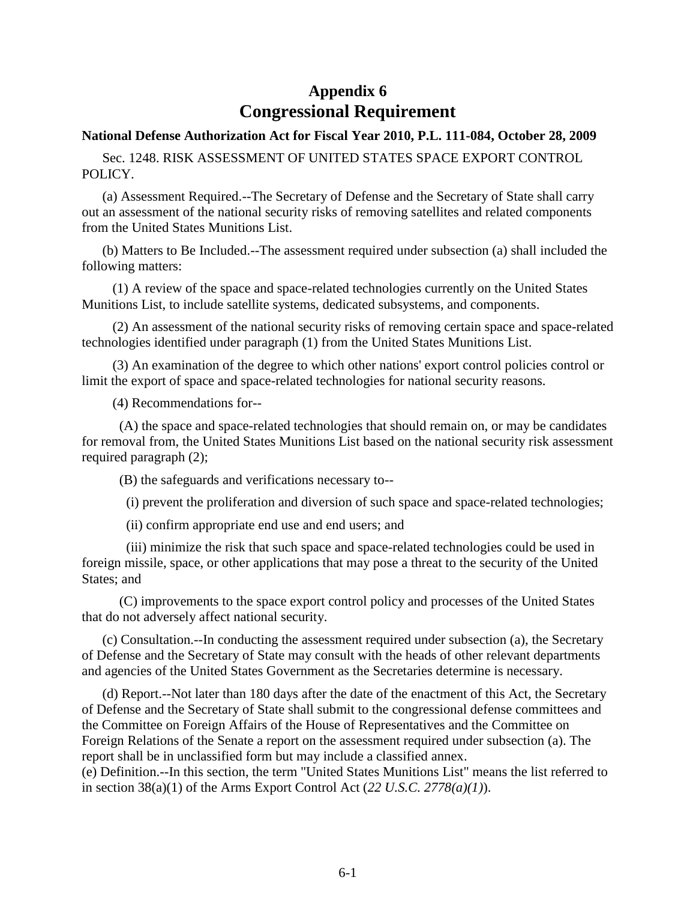# Appendix 6
# Congressional Requirement

**National Defense Authorization Act for Fiscal Year 2010, P.L. 111-084, October 28, 2009**

Sec. 1248. RISK ASSESSMENT OF UNITED STATES SPACE EXPORT CONTROL POLICY.

(a) Assessment Required.--The Secretary of Defense and the Secretary of State shall carry out an assessment of the national security risks of removing satellites and related components from the United States Munitions List.

(b) Matters to Be Included.--The assessment required under subsection (a) shall included the following matters:

(1) A review of the space and space-related technologies currently on the United States Munitions List, to include satellite systems, dedicated subsystems, and components.

(2) An assessment of the national security risks of removing certain space and space-related technologies identified under paragraph (1) from the United States Munitions List.

(3) An examination of the degree to which other nations' export control policies control or limit the export of space and space-related technologies for national security reasons.

(4) Recommendations for--

(A) the space and space-related technologies that should remain on, or may be candidates for removal from, the United States Munitions List based on the national security risk assessment required paragraph (2);

(B) the safeguards and verifications necessary to--

(i) prevent the proliferation and diversion of such space and space-related technologies;

(ii) confirm appropriate end use and end users; and

(iii) minimize the risk that such space and space-related technologies could be used in foreign missile, space, or other applications that may pose a threat to the security of the United States; and

(C) improvements to the space export control policy and processes of the United States that do not adversely affect national security.

(c) Consultation.--In conducting the assessment required under subsection (a), the Secretary of Defense and the Secretary of State may consult with the heads of other relevant departments and agencies of the United States Government as the Secretaries determine is necessary.

(d) Report.--Not later than 180 days after the date of the enactment of this Act, the Secretary of Defense and the Secretary of State shall submit to the congressional defense committees and the Committee on Foreign Affairs of the House of Representatives and the Committee on Foreign Relations of the Senate a report on the assessment required under subsection (a). The report shall be in unclassified form but may include a classified annex.

(e) Definition.--In this section, the term "United States Munitions List" means the list referred to in section 38(a)(1) of the Arms Export Control Act (*22 U.S.C. 2778(a)(1)*).